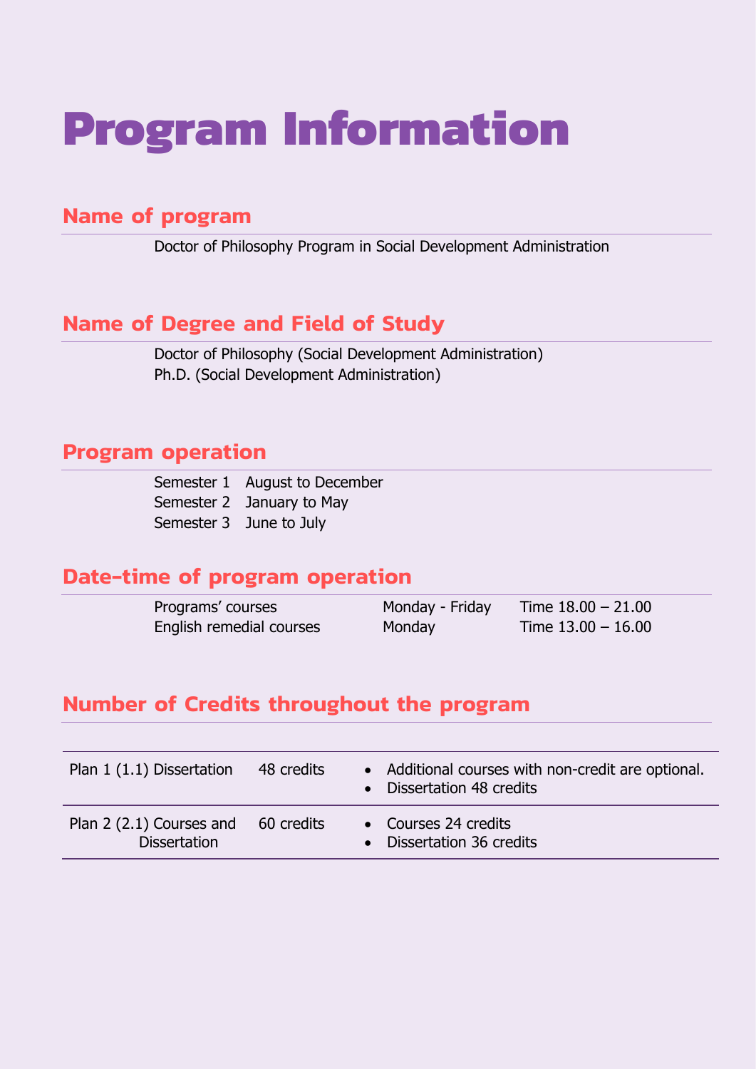# Program Information

## Name of program

Doctor of Philosophy Program in Social Development Administration

## Name of Degree and Field of Study

Doctor of Philosophy (Social Development Administration)
Ph.D. (Social Development Administration)

## Program operation

| | |
|---|---|
| Semester 1 | August to December |
| Semester 2 | January to May |
| Semester 3 | June to July |

## Date-time of program operation

| | | |
|---|---|---|
| Programs' courses | Monday - Friday | Time 18.00 – 21.00 |
| English remedial courses | Monday | Time 13.00 – 16.00 |

## Number of Credits throughout the program

| | | |
|---|---|---|
| Plan 1 (1.1) Dissertation | 48 credits | • Additional courses with non-credit are optional.<br>• Dissertation 48 credits |
| Plan 2 (2.1) Courses and Dissertation | 60 credits | • Courses 24 credits<br>• Dissertation 36 credits |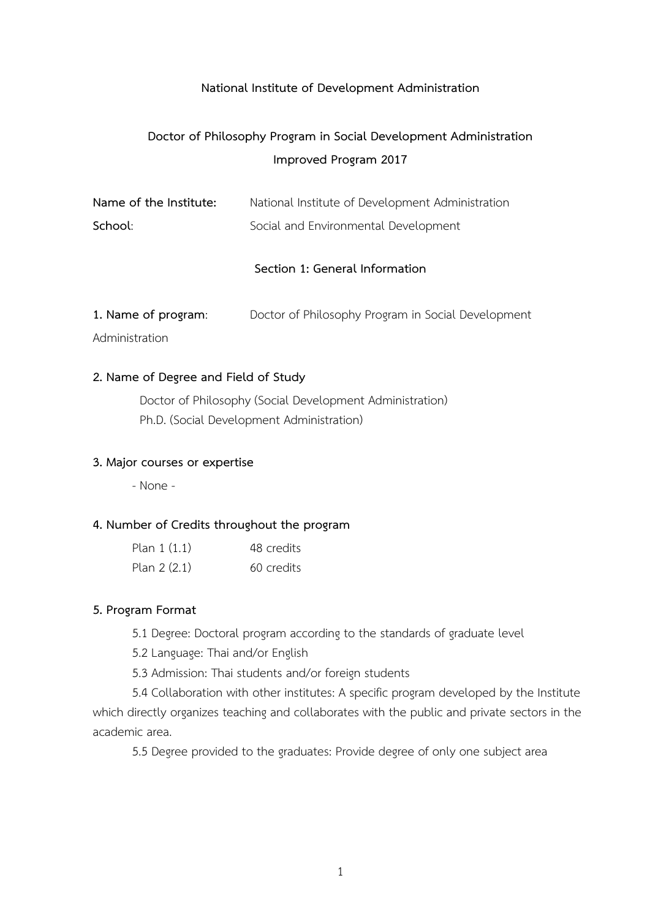**National Institute of Development Administration**

**Doctor of Philosophy Program in Social Development Administration**
**Improved Program 2017**

**Name of the Institute:** National Institute of Development Administration
**School**: Social and Environmental Development

## Section 1: General Information

**1. Name of program**: Doctor of Philosophy Program in Social Development Administration

### 2. Name of Degree and Field of Study

Doctor of Philosophy (Social Development Administration)
Ph.D. (Social Development Administration)

### 3. Major courses or expertise

- None -

### 4. Number of Credits throughout the program

| | |
|---|---|
| Plan 1 (1.1) | 48 credits |
| Plan 2 (2.1) | 60 credits |

### 5. Program Format

5.1 Degree: Doctoral program according to the standards of graduate level

5.2 Language: Thai and/or English

5.3 Admission: Thai students and/or foreign students

5.4 Collaboration with other institutes: A specific program developed by the Institute which directly organizes teaching and collaborates with the public and private sectors in the academic area.

5.5 Degree provided to the graduates: Provide degree of only one subject area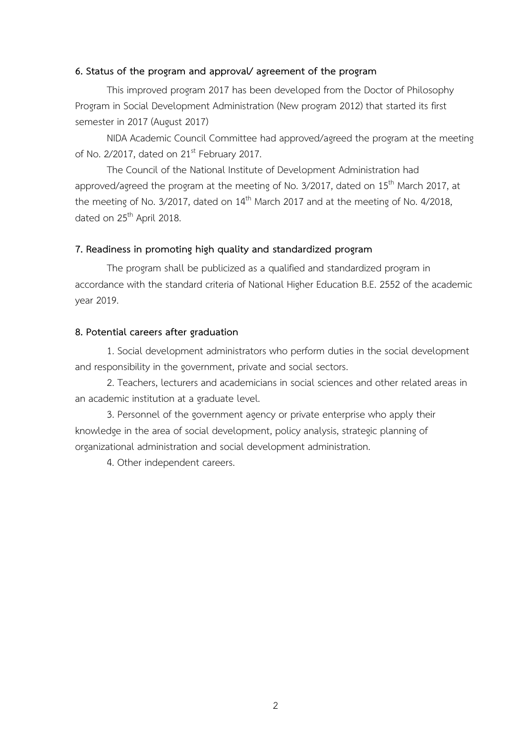### 6. Status of the program and approval/ agreement of the program

This improved program 2017 has been developed from the Doctor of Philosophy Program in Social Development Administration (New program 2012) that started its first semester in 2017 (August 2017)

NIDA Academic Council Committee had approved/agreed the program at the meeting of No. 2/2017, dated on 21st February 2017.

The Council of the National Institute of Development Administration had approved/agreed the program at the meeting of No. 3/2017, dated on 15th March 2017, at the meeting of No. 3/2017, dated on 14th March 2017 and at the meeting of No. 4/2018, dated on 25th April 2018.

### 7. Readiness in promoting high quality and standardized program

The program shall be publicized as a qualified and standardized program in accordance with the standard criteria of National Higher Education B.E. 2552 of the academic year 2019.

### 8. Potential careers after graduation

1. Social development administrators who perform duties in the social development and responsibility in the government, private and social sectors.
2. Teachers, lecturers and academicians in social sciences and other related areas in an academic institution at a graduate level.
3. Personnel of the government agency or private enterprise who apply their knowledge in the area of social development, policy analysis, strategic planning of organizational administration and social development administration.
4. Other independent careers.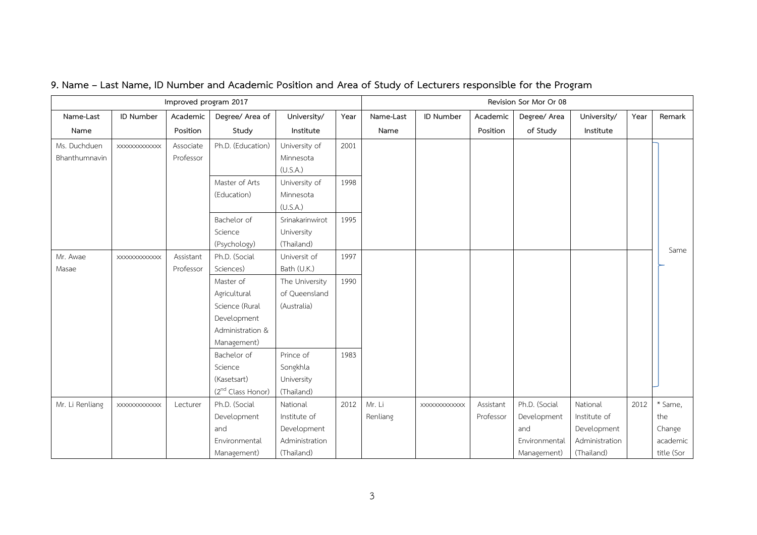## 9. Name – Last Name, ID Number and Academic Position and Area of Study of Lecturers responsible for the Program

| Improved program 2017 | | | | | | Revision Sor Mor Or 08 | | | | | | |
|---|---|---|---|---|---|---|---|---|---|---|---|---|
| Name-Last Name | ID Number | Academic Position | Degree/ Area of Study | University/ Institute | Year | Name-Last Name | ID Number | Academic Position | Degree/ Area of Study | University/ Institute | Year | Remark |
| Ms. Duchduen Bhanthumnavin | xxxxxxxxxxxxx | Associate Professor | Ph.D. (Education) | University of Minnesota (U.S.A.) | 2001 | | | | | | | Same |
| | | | Master of Arts (Education) | University of Minnesota (U.S.A.) | 1998 | | | | | | | |
| | | | Bachelor of Science (Psychology) | Srinakarinwirot University (Thailand) | 1995 | | | | | | | |
| Mr. Awae Masae | xxxxxxxxxxxxx | Assistant Professor | Ph.D. (Social Sciences) | Universit of Bath (U.K.) | 1997 | | | | | | | |
| | | | Master of Agricultural Science (Rural Development Administration & Management) | The University of Queensland (Australia) | 1990 | | | | | | | |
| | | | Bachelor of Science (Kasetsart) (2nd Class Honor) | Prince of Songkhla University (Thailand) | 1983 | | | | | | | |
| Mr. Li Renliang | xxxxxxxxxxxxx | Lecturer | Ph.D. (Social Development and Environmental Management) | National Institute of Development Administration (Thailand) | 2012 | Mr. Li Renliang | xxxxxxxxxxxxx | Assistant Professor | Ph.D. (Social Development and Environmental Management) | National Institute of Development Administration (Thailand) | 2012 | * Same, the Change academic title (Sor |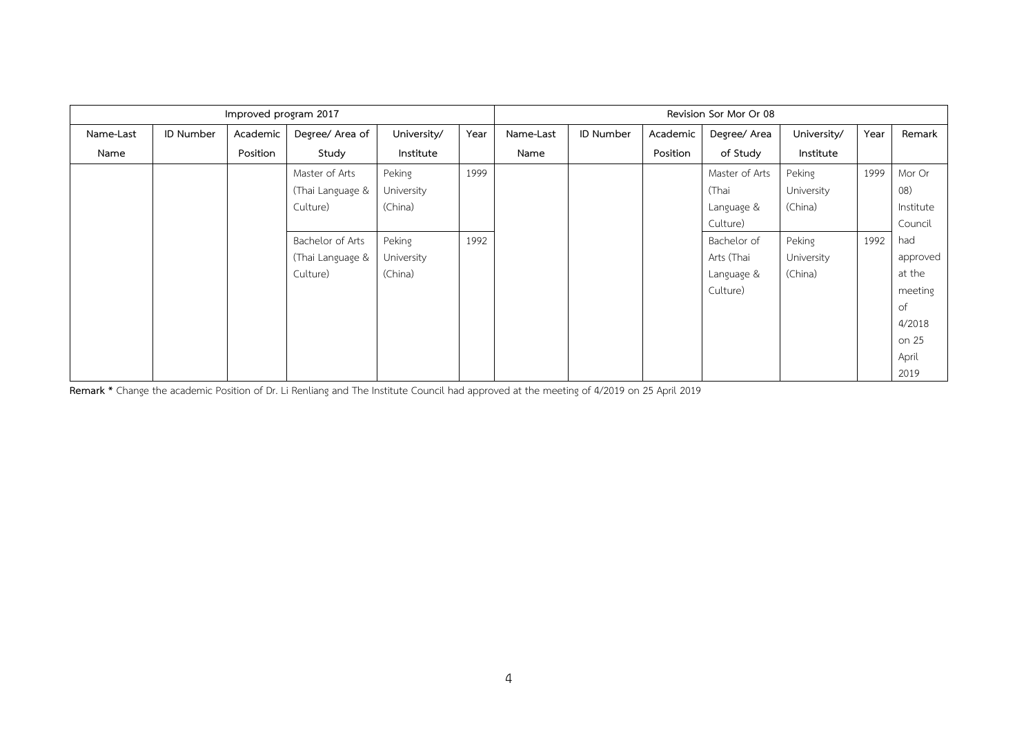| Improved program 2017 | | | | | | Revision Sor Mor Or 08 | | | | | | |
|---|---|---|---|---|---|---|---|---|---|---|---|---|
| Name-Last Name | ID Number | Academic Position | Degree/ Area of Study | University/ Institute | Year | Name-Last Name | ID Number | Academic Position | Degree/ Area of Study | University/ Institute | Year | Remark |
| | | | Master of Arts (Thai Language & Culture) | Peking University (China) | 1999 | | | | Master of Arts (Thai Language & Culture) | Peking University (China) | 1999 | Mor Or 08) Institute Council had approved at the meeting of 4/2018 on 25 April 2019 |
| | | | Bachelor of Arts (Thai Language & Culture) | Peking University (China) | 1992 | | | | Bachelor of Arts (Thai Language & Culture) | Peking University (China) | 1992 | |

**Remark \*** Change the academic Position of Dr. Li Renliang and The Institute Council had approved at the meeting of 4/2019 on 25 April 2019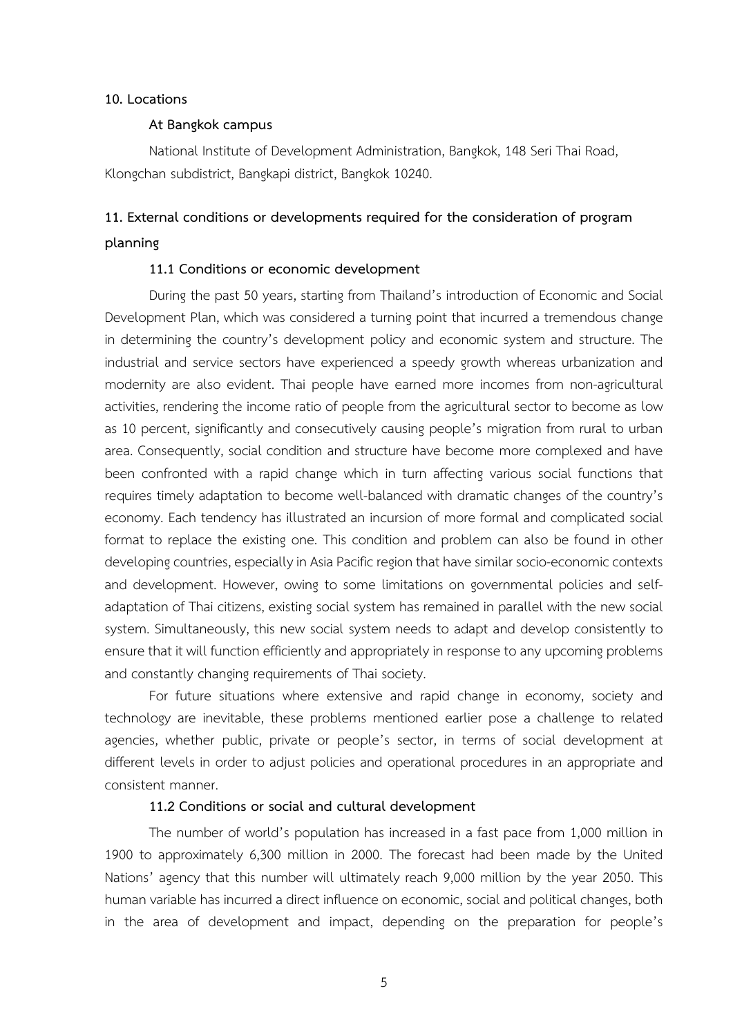**10. Locations**

**At Bangkok campus**

National Institute of Development Administration, Bangkok, 148 Seri Thai Road, Klongchan subdistrict, Bangkapi district, Bangkok 10240.

## 11. External conditions or developments required for the consideration of program planning

### 11.1 Conditions or economic development

During the past 50 years, starting from Thailand's introduction of Economic and Social Development Plan, which was considered a turning point that incurred a tremendous change in determining the country's development policy and economic system and structure. The industrial and service sectors have experienced a speedy growth whereas urbanization and modernity are also evident. Thai people have earned more incomes from non-agricultural activities, rendering the income ratio of people from the agricultural sector to become as low as 10 percent, significantly and consecutively causing people's migration from rural to urban area. Consequently, social condition and structure have become more complexed and have been confronted with a rapid change which in turn affecting various social functions that requires timely adaptation to become well-balanced with dramatic changes of the country's economy. Each tendency has illustrated an incursion of more formal and complicated social format to replace the existing one. This condition and problem can also be found in other developing countries, especially in Asia Pacific region that have similar socio-economic contexts and development. However, owing to some limitations on governmental policies and self-adaptation of Thai citizens, existing social system has remained in parallel with the new social system. Simultaneously, this new social system needs to adapt and develop consistently to ensure that it will function efficiently and appropriately in response to any upcoming problems and constantly changing requirements of Thai society.

For future situations where extensive and rapid change in economy, society and technology are inevitable, these problems mentioned earlier pose a challenge to related agencies, whether public, private or people's sector, in terms of social development at different levels in order to adjust policies and operational procedures in an appropriate and consistent manner.

### 11.2 Conditions or social and cultural development

The number of world's population has increased in a fast pace from 1,000 million in 1900 to approximately 6,300 million in 2000. The forecast had been made by the United Nations' agency that this number will ultimately reach 9,000 million by the year 2050. This human variable has incurred a direct influence on economic, social and political changes, both in the area of development and impact, depending on the preparation for people's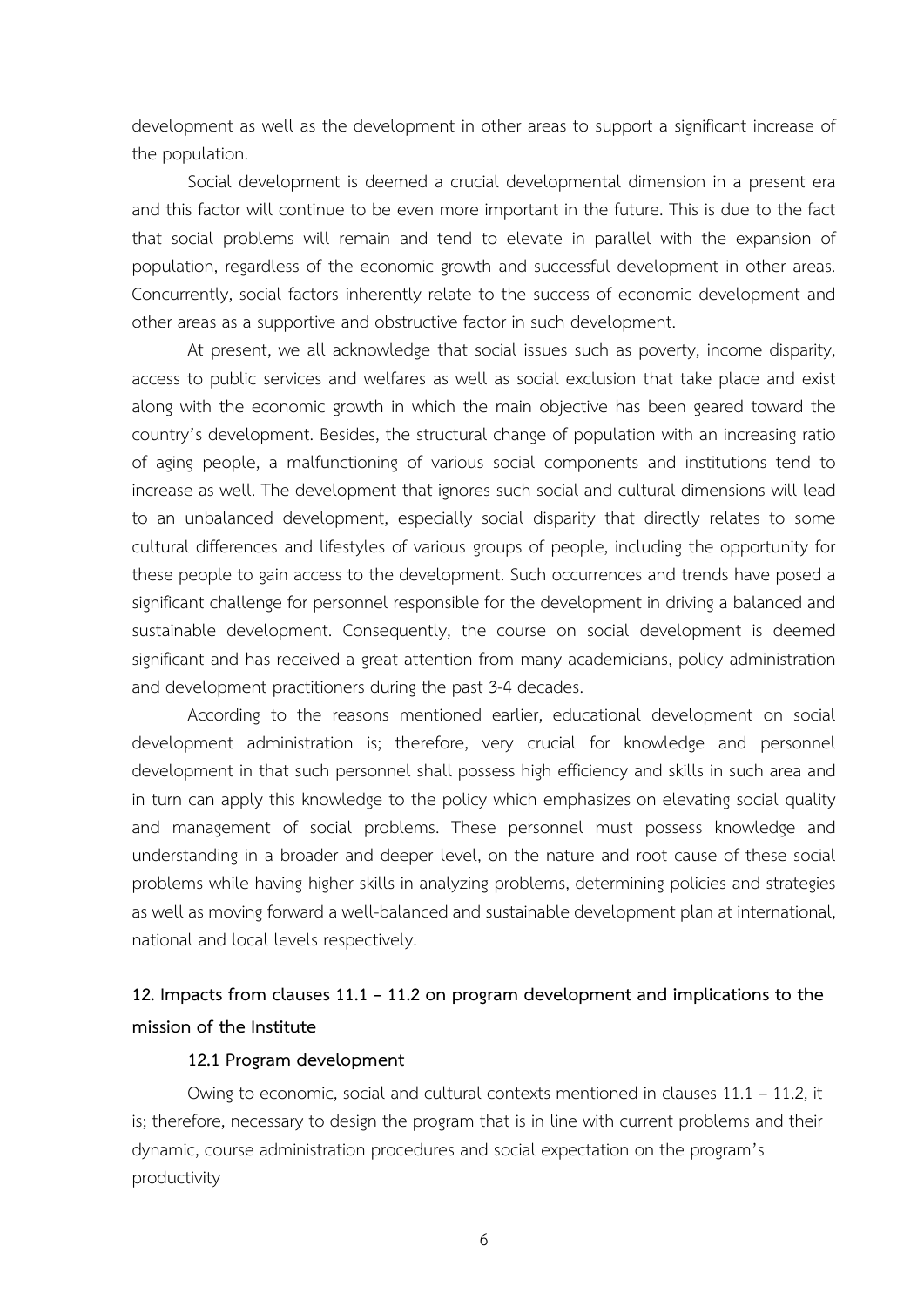development as well as the development in other areas to support a significant increase of the population.

Social development is deemed a crucial developmental dimension in a present era and this factor will continue to be even more important in the future. This is due to the fact that social problems will remain and tend to elevate in parallel with the expansion of population, regardless of the economic growth and successful development in other areas. Concurrently, social factors inherently relate to the success of economic development and other areas as a supportive and obstructive factor in such development.

At present, we all acknowledge that social issues such as poverty, income disparity, access to public services and welfares as well as social exclusion that take place and exist along with the economic growth in which the main objective has been geared toward the country's development. Besides, the structural change of population with an increasing ratio of aging people, a malfunctioning of various social components and institutions tend to increase as well. The development that ignores such social and cultural dimensions will lead to an unbalanced development, especially social disparity that directly relates to some cultural differences and lifestyles of various groups of people, including the opportunity for these people to gain access to the development. Such occurrences and trends have posed a significant challenge for personnel responsible for the development in driving a balanced and sustainable development. Consequently, the course on social development is deemed significant and has received a great attention from many academicians, policy administration and development practitioners during the past 3-4 decades.

According to the reasons mentioned earlier, educational development on social development administration is; therefore, very crucial for knowledge and personnel development in that such personnel shall possess high efficiency and skills in such area and in turn can apply this knowledge to the policy which emphasizes on elevating social quality and management of social problems. These personnel must possess knowledge and understanding in a broader and deeper level, on the nature and root cause of these social problems while having higher skills in analyzing problems, determining policies and strategies as well as moving forward a well-balanced and sustainable development plan at international, national and local levels respectively.

## 12. Impacts from clauses 11.1 – 11.2 on program development and implications to the mission of the Institute

### 12.1 Program development

Owing to economic, social and cultural contexts mentioned in clauses 11.1 – 11.2, it is; therefore, necessary to design the program that is in line with current problems and their dynamic, course administration procedures and social expectation on the program's productivity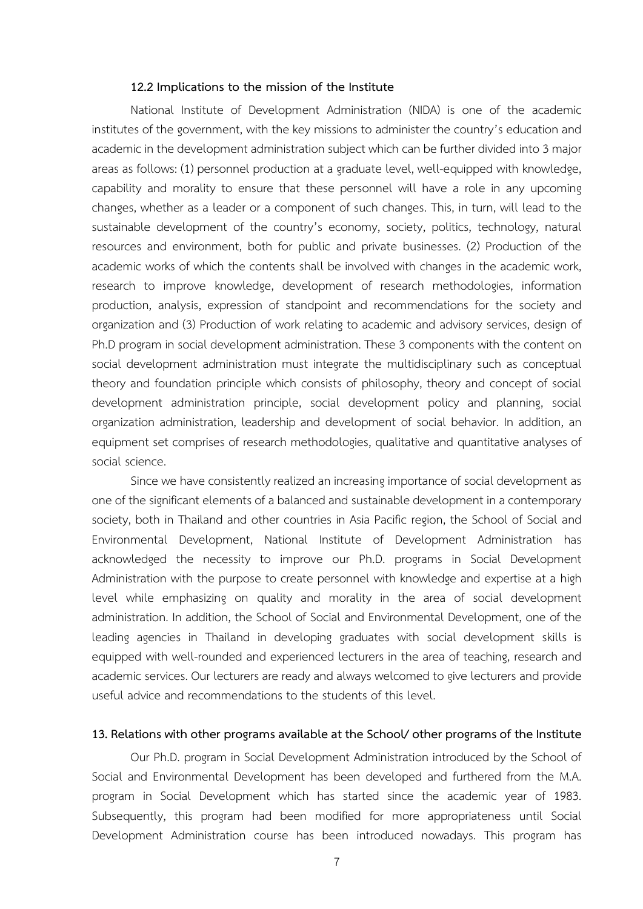### 12.2 Implications to the mission of the Institute

National Institute of Development Administration (NIDA) is one of the academic institutes of the government, with the key missions to administer the country's education and academic in the development administration subject which can be further divided into 3 major areas as follows: (1) personnel production at a graduate level, well-equipped with knowledge, capability and morality to ensure that these personnel will have a role in any upcoming changes, whether as a leader or a component of such changes. This, in turn, will lead to the sustainable development of the country's economy, society, politics, technology, natural resources and environment, both for public and private businesses. (2) Production of the academic works of which the contents shall be involved with changes in the academic work, research to improve knowledge, development of research methodologies, information production, analysis, expression of standpoint and recommendations for the society and organization and (3) Production of work relating to academic and advisory services, design of Ph.D program in social development administration. These 3 components with the content on social development administration must integrate the multidisciplinary such as conceptual theory and foundation principle which consists of philosophy, theory and concept of social development administration principle, social development policy and planning, social organization administration, leadership and development of social behavior. In addition, an equipment set comprises of research methodologies, qualitative and quantitative analyses of social science.

Since we have consistently realized an increasing importance of social development as one of the significant elements of a balanced and sustainable development in a contemporary society, both in Thailand and other countries in Asia Pacific region, the School of Social and Environmental Development, National Institute of Development Administration has acknowledged the necessity to improve our Ph.D. programs in Social Development Administration with the purpose to create personnel with knowledge and expertise at a high level while emphasizing on quality and morality in the area of social development administration. In addition, the School of Social and Environmental Development, one of the leading agencies in Thailand in developing graduates with social development skills is equipped with well-rounded and experienced lecturers in the area of teaching, research and academic services. Our lecturers are ready and always welcomed to give lecturers and provide useful advice and recommendations to the students of this level.

## 13. Relations with other programs available at the School/ other programs of the Institute

Our Ph.D. program in Social Development Administration introduced by the School of Social and Environmental Development has been developed and furthered from the M.A. program in Social Development which has started since the academic year of 1983. Subsequently, this program had been modified for more appropriateness until Social Development Administration course has been introduced nowadays. This program has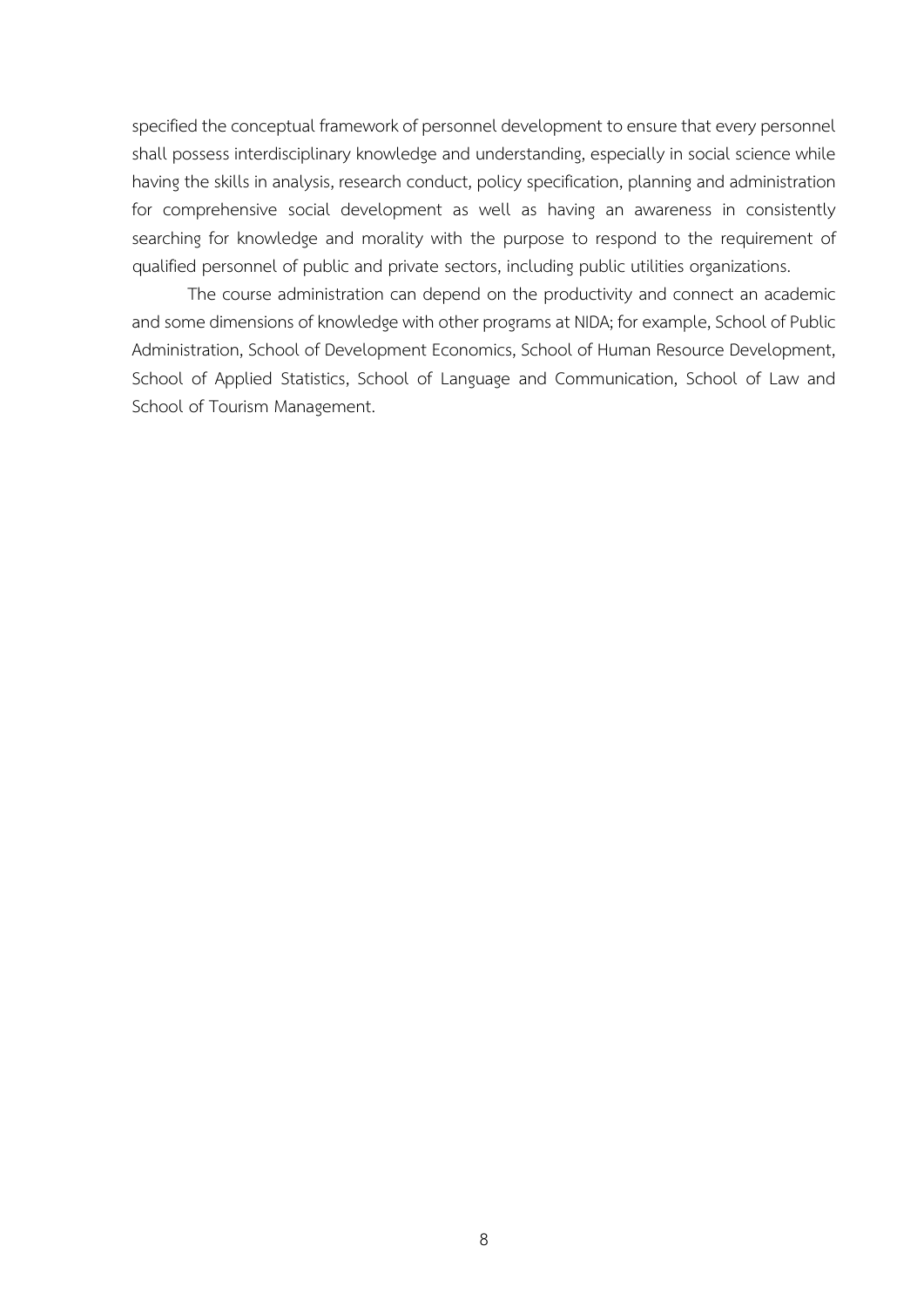specified the conceptual framework of personnel development to ensure that every personnel shall possess interdisciplinary knowledge and understanding, especially in social science while having the skills in analysis, research conduct, policy specification, planning and administration for comprehensive social development as well as having an awareness in consistently searching for knowledge and morality with the purpose to respond to the requirement of qualified personnel of public and private sectors, including public utilities organizations.

The course administration can depend on the productivity and connect an academic and some dimensions of knowledge with other programs at NIDA; for example, School of Public Administration, School of Development Economics, School of Human Resource Development, School of Applied Statistics, School of Language and Communication, School of Law and School of Tourism Management.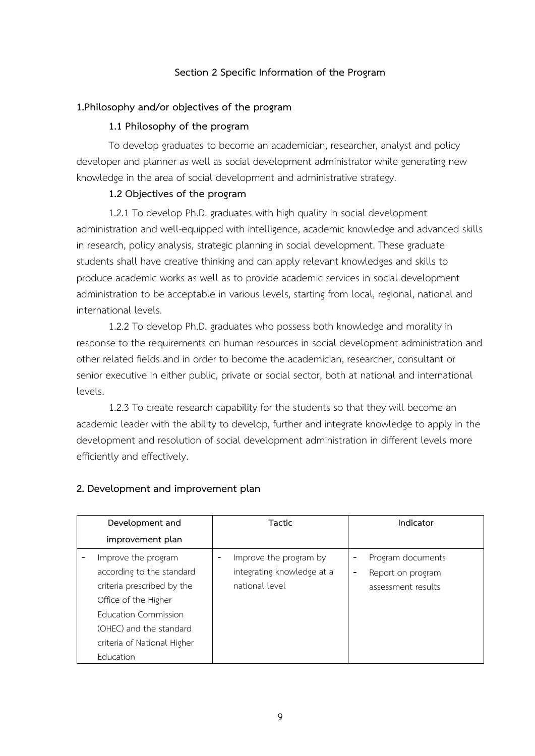# Section 2 Specific Information of the Program

## 1.Philosophy and/or objectives of the program

### 1.1 Philosophy of the program

To develop graduates to become an academician, researcher, analyst and policy developer and planner as well as social development administrator while generating new knowledge in the area of social development and administrative strategy.

### 1.2 Objectives of the program

1.2.1 To develop Ph.D. graduates with high quality in social development administration and well-equipped with intelligence, academic knowledge and advanced skills in research, policy analysis, strategic planning in social development. These graduate students shall have creative thinking and can apply relevant knowledges and skills to produce academic works as well as to provide academic services in social development administration to be acceptable in various levels, starting from local, regional, national and international levels.

1.2.2 To develop Ph.D. graduates who possess both knowledge and morality in response to the requirements on human resources in social development administration and other related fields and in order to become the academician, researcher, consultant or senior executive in either public, private or social sector, both at national and international levels.

1.2.3 To create research capability for the students so that they will become an academic leader with the ability to develop, further and integrate knowledge to apply in the development and resolution of social development administration in different levels more efficiently and effectively.

## 2. Development and improvement plan

| Development and improvement plan | Tactic | Indicator |
|---|---|---|
| - Improve the program according to the standard criteria prescribed by the Office of the Higher Education Commission (OHEC) and the standard criteria of National Higher Education | - Improve the program by integrating knowledge at a national level | - Program documents<br>- Report on program assessment results |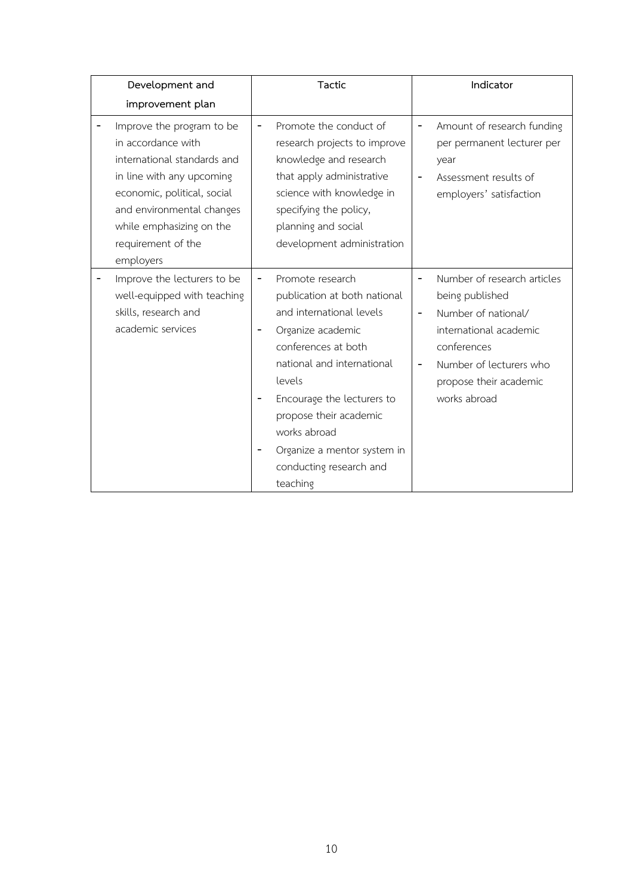| Development and improvement plan | Tactic | Indicator |
|---|---|---|
| - Improve the program to be in accordance with international standards and in line with any upcoming economic, political, social and environmental changes while emphasizing on the requirement of the employers | - Promote the conduct of research projects to improve knowledge and research that apply administrative science with knowledge in specifying the policy, planning and social development administration | - Amount of research funding per permanent lecturer per year<br>- Assessment results of employers' satisfaction |
| - Improve the lecturers to be well-equipped with teaching skills, research and academic services | - Promote research publication at both national and international levels<br>- Organize academic conferences at both national and international levels<br>- Encourage the lecturers to propose their academic works abroad<br>- Organize a mentor system in conducting research and teaching | - Number of research articles being published<br>- Number of national/ international academic conferences<br>- Number of lecturers who propose their academic works abroad |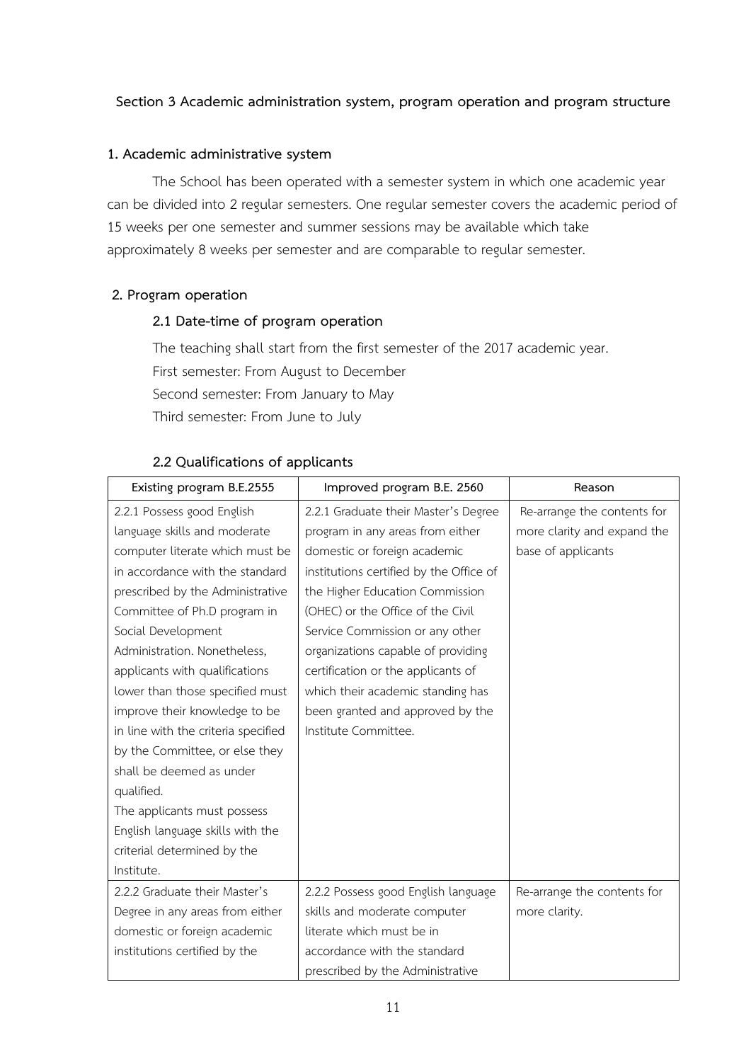**Section 3 Academic administration system, program operation and program structure**

**1. Academic administrative system**

The School has been operated with a semester system in which one academic year can be divided into 2 regular semesters. One regular semester covers the academic period of 15 weeks per one semester and summer sessions may be available which take approximately 8 weeks per semester and are comparable to regular semester.

**2. Program operation**

**2.1 Date-time of program operation**

The teaching shall start from the first semester of the 2017 academic year.

First semester: From August to December

Second semester: From January to May

Third semester: From June to July

**2.2 Qualifications of applicants**

| Existing program B.E.2555 | Improved program B.E. 2560 | Reason |
|---|---|---|
| 2.2.1 Possess good English language skills and moderate computer literate which must be in accordance with the standard prescribed by the Administrative Committee of Ph.D program in Social Development Administration. Nonetheless, applicants with qualifications lower than those specified must improve their knowledge to be in line with the criteria specified by the Committee, or else they shall be deemed as under qualified.<br>The applicants must possess English language skills with the criterial determined by the Institute. | 2.2.1 Graduate their Master's Degree program in any areas from either domestic or foreign academic institutions certified by the Office of the Higher Education Commission (OHEC) or the Office of the Civil Service Commission or any other organizations capable of providing certification or the applicants of which their academic standing has been granted and approved by the Institute Committee. | Re-arrange the contents for more clarity and expand the base of applicants |
| 2.2.2 Graduate their Master's Degree in any areas from either domestic or foreign academic institutions certified by the | 2.2.2 Possess good English language skills and moderate computer literate which must be in accordance with the standard prescribed by the Administrative | Re-arrange the contents for more clarity. |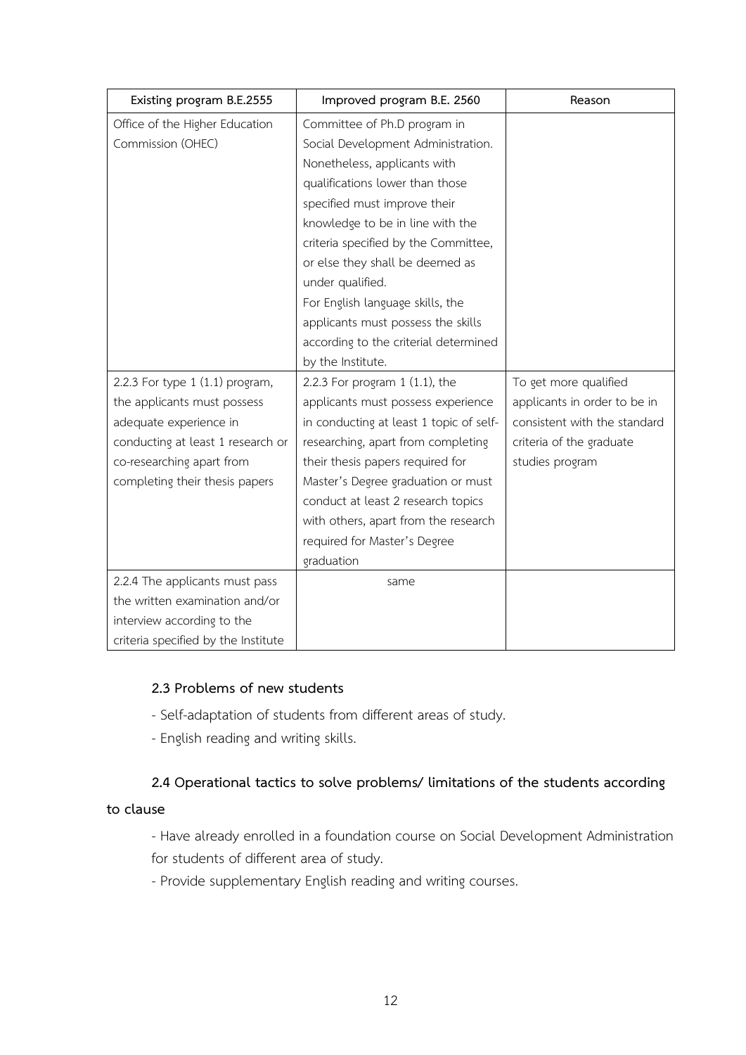| Existing program B.E.2555 | Improved program B.E. 2560 | Reason |
|---|---|---|
| Office of the Higher Education Commission (OHEC) | Committee of Ph.D program in Social Development Administration. Nonetheless, applicants with qualifications lower than those specified must improve their knowledge to be in line with the criteria specified by the Committee, or else they shall be deemed as under qualified. For English language skills, the applicants must possess the skills according to the criterial determined by the Institute. | |
| 2.2.3 For type 1 (1.1) program, the applicants must possess adequate experience in conducting at least 1 research or co-researching apart from completing their thesis papers | 2.2.3 For program 1 (1.1), the applicants must possess experience in conducting at least 1 topic of self-researching, apart from completing their thesis papers required for Master's Degree graduation or must conduct at least 2 research topics with others, apart from the research required for Master's Degree graduation | To get more qualified applicants in order to be in consistent with the standard criteria of the graduate studies program |
| 2.2.4 The applicants must pass the written examination and/or interview according to the criteria specified by the Institute | same | |

**2.3 Problems of new students**

- Self-adaptation of students from different areas of study.
- English reading and writing skills.

**2.4 Operational tactics to solve problems/ limitations of the students according to clause**

- Have already enrolled in a foundation course on Social Development Administration for students of different area of study.
- Provide supplementary English reading and writing courses.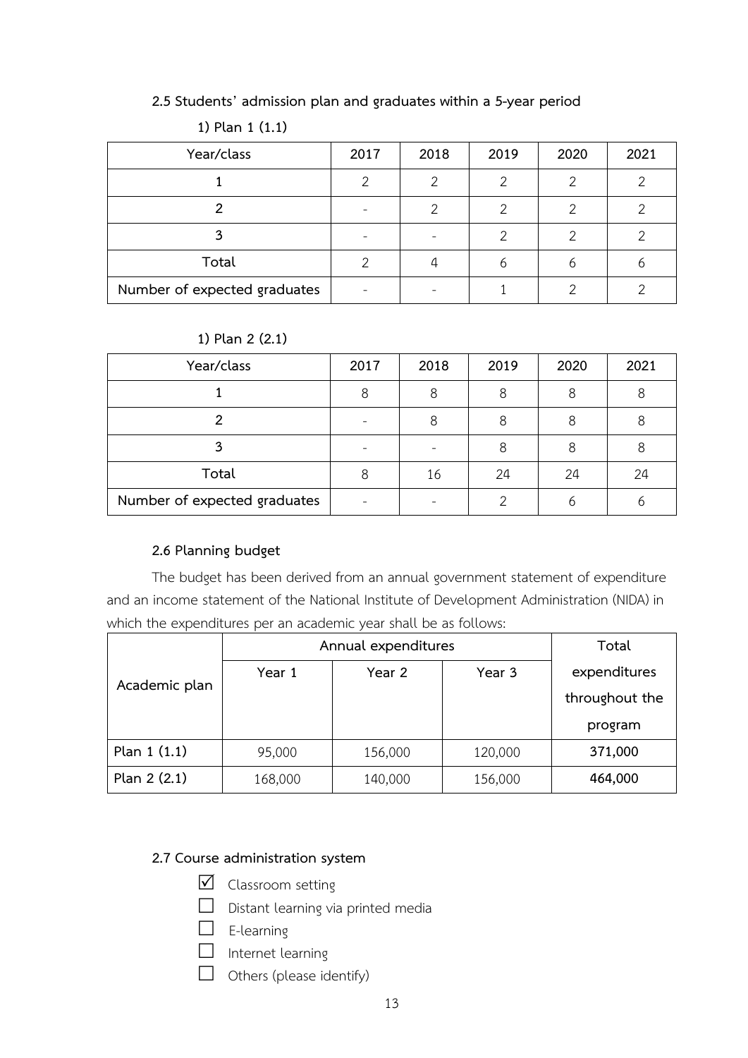### 2.5 Students' admission plan and graduates within a 5-year period

**1) Plan 1 (1.1)**

| Year/class | 2017 | 2018 | 2019 | 2020 | 2021 |
|---|---|---|---|---|---|
| 1 | 2 | 2 | 2 | 2 | 2 |
| 2 | - | 2 | 2 | 2 | 2 |
| 3 | - | - | 2 | 2 | 2 |
| Total | 2 | 4 | 6 | 6 | 6 |
| Number of expected graduates | - | - | 1 | 2 | 2 |

**1) Plan 2 (2.1)**

| Year/class | 2017 | 2018 | 2019 | 2020 | 2021 |
|---|---|---|---|---|---|
| 1 | 8 | 8 | 8 | 8 | 8 |
| 2 | - | 8 | 8 | 8 | 8 |
| 3 | - | - | 8 | 8 | 8 |
| Total | 8 | 16 | 24 | 24 | 24 |
| Number of expected graduates | - | - | 2 | 6 | 6 |

### 2.6 Planning budget

The budget has been derived from an annual government statement of expenditure and an income statement of the National Institute of Development Administration (NIDA) in which the expenditures per an academic year shall be as follows:

| Academic plan | Annual expenditures | | | Total expenditures throughout the program |
|---|---|---|---|---|
| | Year 1 | Year 2 | Year 3 | |
| Plan 1 (1.1) | 95,000 | 156,000 | 120,000 | **371,000** |
| Plan 2 (2.1) | 168,000 | 140,000 | 156,000 | **464,000** |

### 2.7 Course administration system

- ☑ Classroom setting
- ☐ Distant learning via printed media
- ☐ E-learning
- ☐ Internet learning
- ☐ Others (please identify)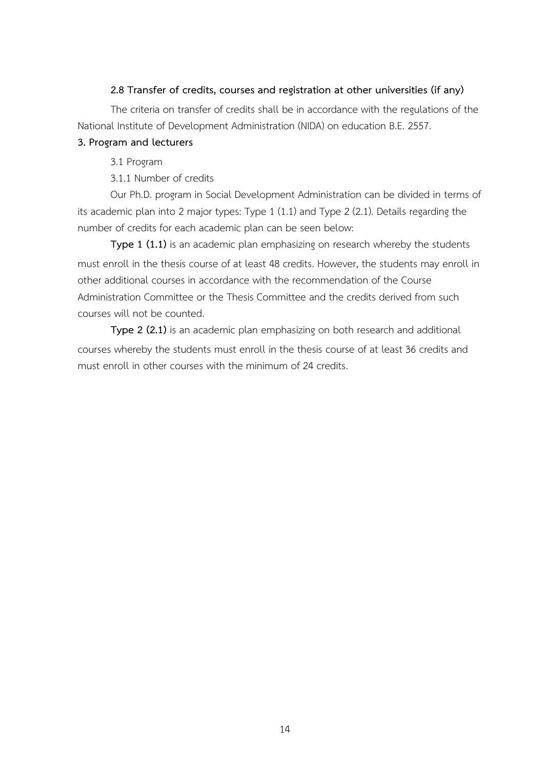### 2.8 Transfer of credits, courses and registration at other universities (if any)

The criteria on transfer of credits shall be in accordance with the regulations of the National Institute of Development Administration (NIDA) on education B.E. 2557.

## 3. Program and lecturers

3.1 Program

3.1.1 Number of credits

Our Ph.D. program in Social Development Administration can be divided in terms of its academic plan into 2 major types: Type 1 (1.1) and Type 2 (2.1). Details regarding the number of credits for each academic plan can be seen below:

**Type 1 (1.1)** is an academic plan emphasizing on research whereby the students must enroll in the thesis course of at least 48 credits. However, the students may enroll in other additional courses in accordance with the recommendation of the Course Administration Committee or the Thesis Committee and the credits derived from such courses will not be counted.

**Type 2 (2.1)** is an academic plan emphasizing on both research and additional courses whereby the students must enroll in the thesis course of at least 36 credits and must enroll in other courses with the minimum of 24 credits.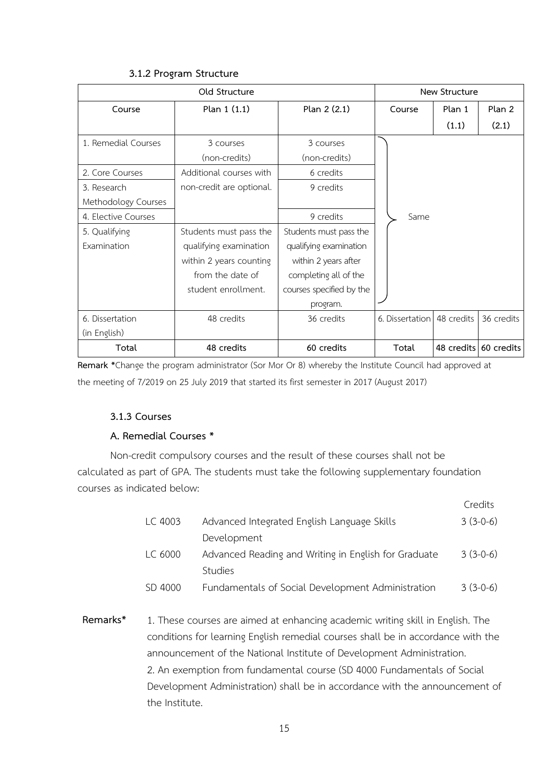### 3.1.2 Program Structure

| Old Structure | | | New Structure | | |
|---|---|---|---|---|---|
| **Course** | **Plan 1 (1.1)** | **Plan 2 (2.1)** | **Course** | **Plan 1 (1.1)** | **Plan 2 (2.1)** |
| 1. Remedial Courses | 3 courses (non-credits) | 3 courses (non-credits) | Same | | |
| 2. Core Courses | Additional courses with non-credit are optional. | 6 credits | | | |
| 3. Research Methodology Courses | | 9 credits | | | |
| 4. Elective Courses | | 9 credits | | | |
| 5. Qualifying Examination | Students must pass the qualifying examination within 2 years counting from the date of student enrollment. | Students must pass the qualifying examination within 2 years after completing all of the courses specified by the program. | | | |
| 6. Dissertation (in English) | 48 credits | 36 credits | 6. Dissertation | 48 credits | 36 credits |
| **Total** | **48 credits** | **60 credits** | **Total** | **48 credits** | **60 credits** |

**Remark \***Change the program administrator (Sor Mor Or 8) whereby the Institute Council had approved at the meeting of 7/2019 on 25 July 2019 that started its first semester in 2017 (August 2017)

### 3.1.3 Courses

#### A. Remedial Courses *

Non-credit compulsory courses and the result of these courses shall not be calculated as part of GPA. The students must take the following supplementary foundation courses as indicated below:

| | | Credits |
|---|---|---|
| LC 4003 | Advanced Integrated English Language Skills Development | 3 (3-0-6) |
| LC 6000 | Advanced Reading and Writing in English for Graduate Studies | 3 (3-0-6) |
| SD 4000 | Fundamentals of Social Development Administration | 3 (3-0-6) |

**Remarks\***
1. These courses are aimed at enhancing academic writing skill in English. The conditions for learning English remedial courses shall be in accordance with the announcement of the National Institute of Development Administration.
2. An exemption from fundamental course (SD 4000 Fundamentals of Social Development Administration) shall be in accordance with the announcement of the Institute.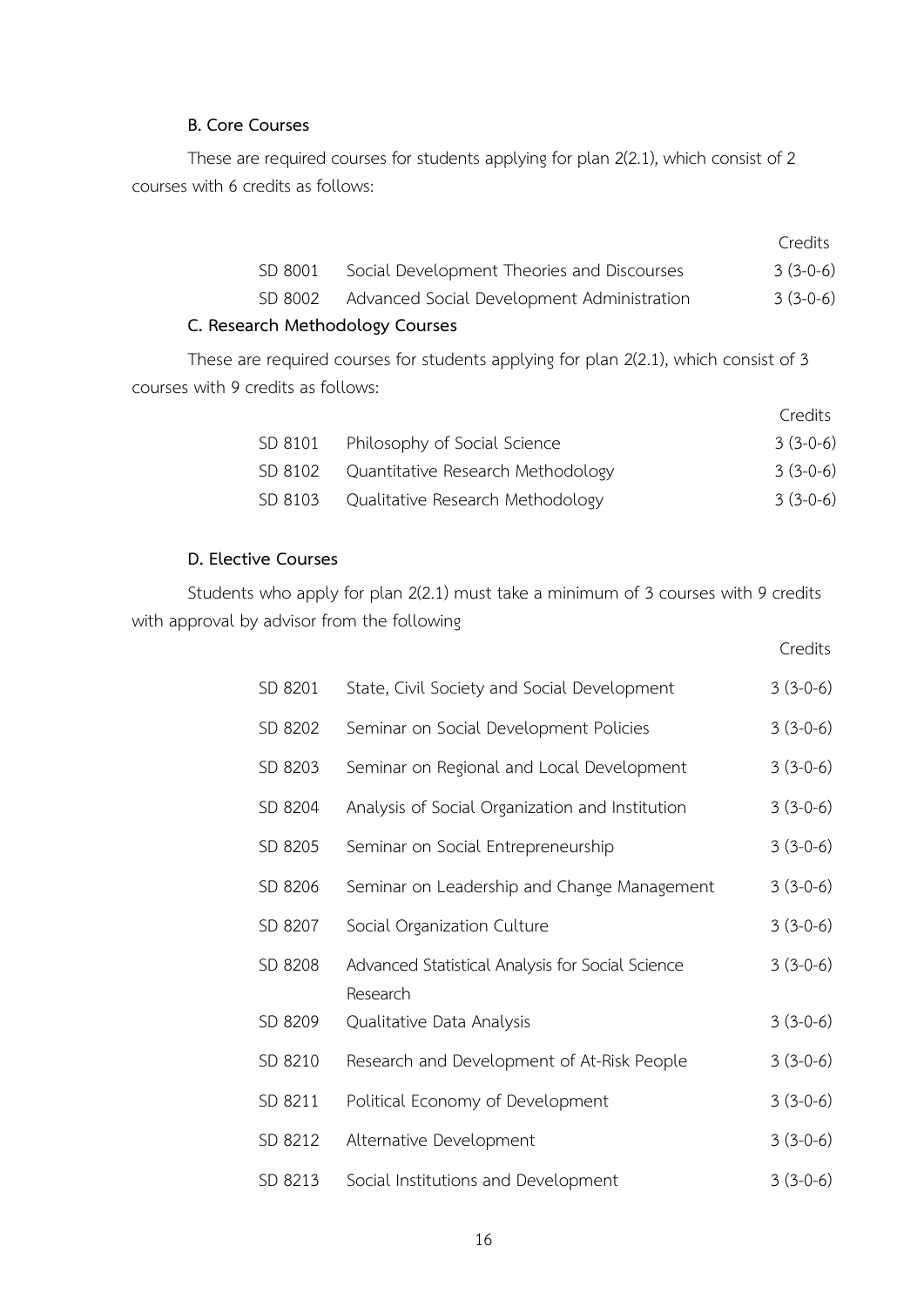**B. Core Courses**

These are required courses for students applying for plan 2(2.1), which consist of 2 courses with 6 credits as follows:

| | | Credits |
|---|---|---|
| SD 8001 | Social Development Theories and Discourses | 3 (3-0-6) |
| SD 8002 | Advanced Social Development Administration | 3 (3-0-6) |

**C. Research Methodology Courses**

These are required courses for students applying for plan 2(2.1), which consist of 3 courses with 9 credits as follows:

| | | Credits |
|---|---|---|
| SD 8101 | Philosophy of Social Science | 3 (3-0-6) |
| SD 8102 | Quantitative Research Methodology | 3 (3-0-6) |
| SD 8103 | Qualitative Research Methodology | 3 (3-0-6) |

**D. Elective Courses**

Students who apply for plan 2(2.1) must take a minimum of 3 courses with 9 credits with approval by advisor from the following

| | | Credits |
|---|---|---|
| SD 8201 | State, Civil Society and Social Development | 3 (3-0-6) |
| SD 8202 | Seminar on Social Development Policies | 3 (3-0-6) |
| SD 8203 | Seminar on Regional and Local Development | 3 (3-0-6) |
| SD 8204 | Analysis of Social Organization and Institution | 3 (3-0-6) |
| SD 8205 | Seminar on Social Entrepreneurship | 3 (3-0-6) |
| SD 8206 | Seminar on Leadership and Change Management | 3 (3-0-6) |
| SD 8207 | Social Organization Culture | 3 (3-0-6) |
| SD 8208 | Advanced Statistical Analysis for Social Science Research | 3 (3-0-6) |
| SD 8209 | Qualitative Data Analysis | 3 (3-0-6) |
| SD 8210 | Research and Development of At-Risk People | 3 (3-0-6) |
| SD 8211 | Political Economy of Development | 3 (3-0-6) |
| SD 8212 | Alternative Development | 3 (3-0-6) |
| SD 8213 | Social Institutions and Development | 3 (3-0-6) |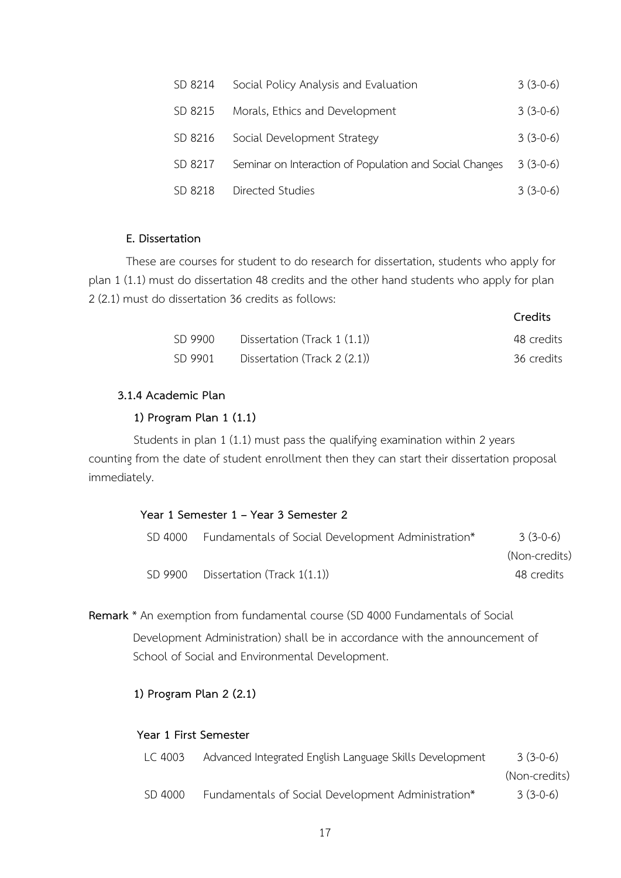| | | |
|---|---|---|
| SD 8214 | Social Policy Analysis and Evaluation | 3 (3-0-6) |
| SD 8215 | Morals, Ethics and Development | 3 (3-0-6) |
| SD 8216 | Social Development Strategy | 3 (3-0-6) |
| SD 8217 | Seminar on Interaction of Population and Social Changes | 3 (3-0-6) |
| SD 8218 | Directed Studies | 3 (3-0-6) |

**E. Dissertation**

These are courses for student to do research for dissertation, students who apply for plan 1 (1.1) must do dissertation 48 credits and the other hand students who apply for plan 2 (2.1) must do dissertation 36 credits as follows:

| | | **Credits** |
|---|---|---|
| SD 9900 | Dissertation (Track 1 (1.1)) | 48 credits |
| SD 9901 | Dissertation (Track 2 (2.1)) | 36 credits |

**3.1.4 Academic Plan**

**1) Program Plan 1 (1.1)**

Students in plan 1 (1.1) must pass the qualifying examination within 2 years counting from the date of student enrollment then they can start their dissertation proposal immediately.

**Year 1 Semester 1 – Year 3 Semester 2**

| | | |
|---|---|---|
| SD 4000 | Fundamentals of Social Development Administration* | 3 (3-0-6) (Non-credits) |
| SD 9900 | Dissertation (Track 1(1.1)) | 48 credits |

**Remark** * An exemption from fundamental course (SD 4000 Fundamentals of Social Development Administration) shall be in accordance with the announcement of School of Social and Environmental Development.

**1) Program Plan 2 (2.1)**

**Year 1 First Semester**

| | | |
|---|---|---|
| LC 4003 | Advanced Integrated English Language Skills Development | 3 (3-0-6) (Non-credits) |
| SD 4000 | Fundamentals of Social Development Administration* | 3 (3-0-6) |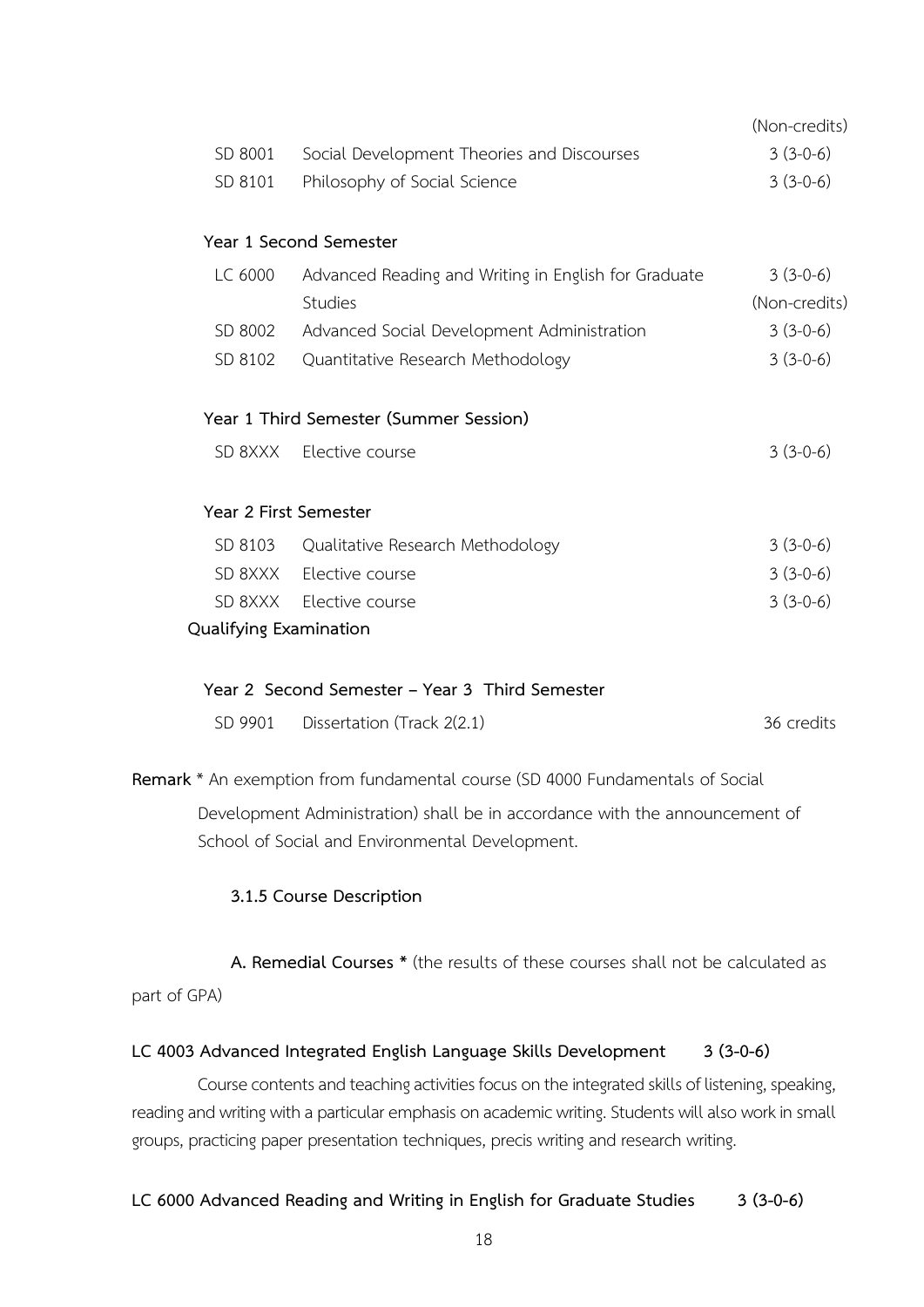| | | |
|---|---|---|
| | | (Non-credits) |
| SD 8001 | Social Development Theories and Discourses | 3 (3-0-6) |
| SD 8101 | Philosophy of Social Science | 3 (3-0-6) |

**Year 1 Second Semester**

| | | |
|---|---|---|
| LC 6000 | Advanced Reading and Writing in English for Graduate Studies | 3 (3-0-6) (Non-credits) |
| SD 8002 | Advanced Social Development Administration | 3 (3-0-6) |
| SD 8102 | Quantitative Research Methodology | 3 (3-0-6) |

**Year 1 Third Semester (Summer Session)**

| | | |
|---|---|---|
| SD 8XXX | Elective course | 3 (3-0-6) |

**Year 2 First Semester**

| | | |
|---|---|---|
| SD 8103 | Qualitative Research Methodology | 3 (3-0-6) |
| SD 8XXX | Elective course | 3 (3-0-6) |
| SD 8XXX | Elective course | 3 (3-0-6) |

**Qualifying Examination**

**Year 2 Second Semester – Year 3 Third Semester**

| | | |
|---|---|---|
| SD 9901 | Dissertation (Track 2(2.1) | 36 credits |

**Remark** * An exemption from fundamental course (SD 4000 Fundamentals of Social Development Administration) shall be in accordance with the announcement of School of Social and Environmental Development.

#### 3.1.5 Course Description

**A. Remedial Courses *** (the results of these courses shall not be calculated as part of GPA)

**LC 4003 Advanced Integrated English Language Skills Development 3 (3-0-6)**

Course contents and teaching activities focus on the integrated skills of listening, speaking, reading and writing with a particular emphasis on academic writing. Students will also work in small groups, practicing paper presentation techniques, precis writing and research writing.

**LC 6000 Advanced Reading and Writing in English for Graduate Studies 3 (3-0-6)**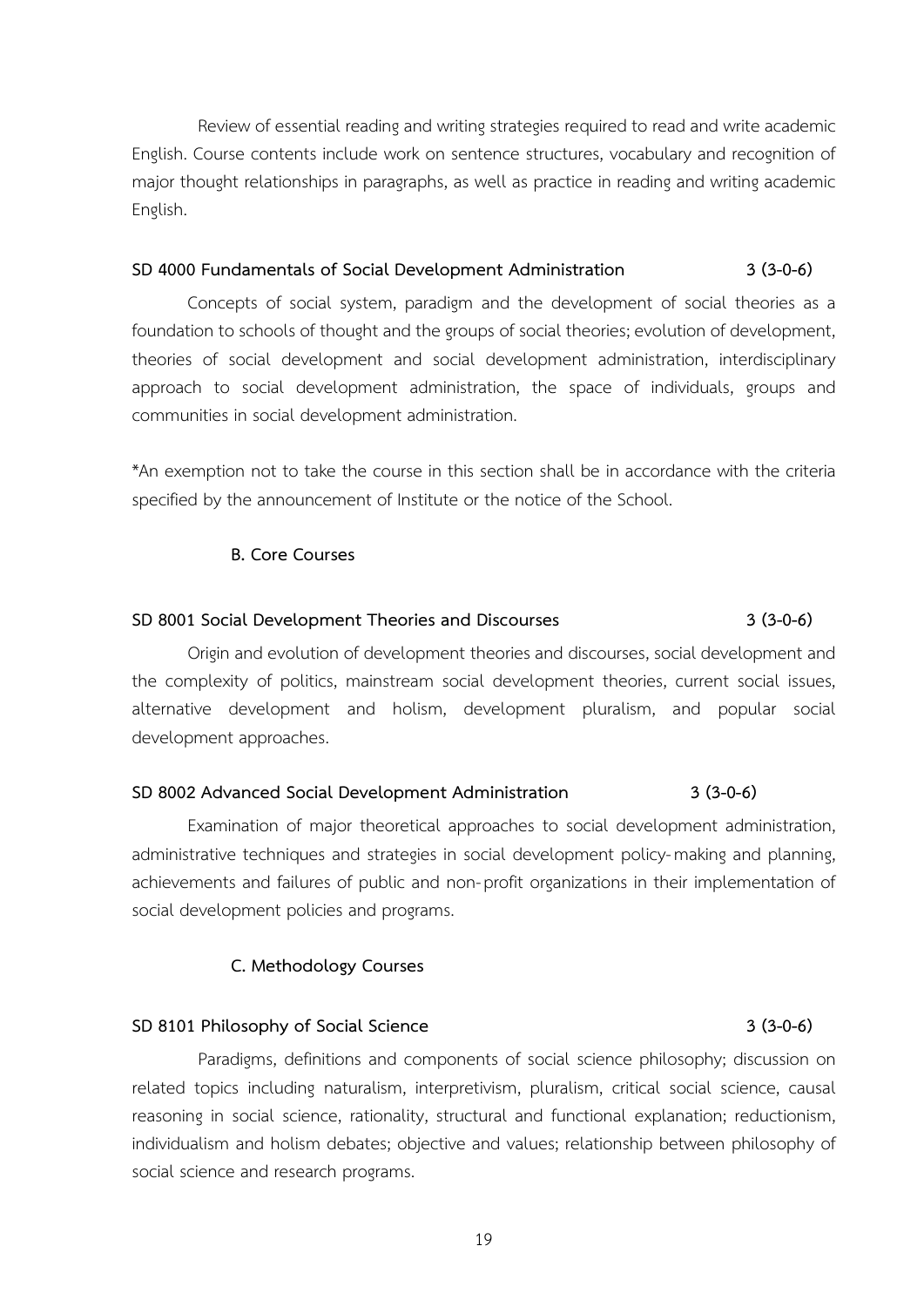Review of essential reading and writing strategies required to read and write academic English. Course contents include work on sentence structures, vocabulary and recognition of major thought relationships in paragraphs, as well as practice in reading and writing academic English.

**SD 4000 Fundamentals of Social Development Administration 3 (3-0-6)**

Concepts of social system, paradigm and the development of social theories as a foundation to schools of thought and the groups of social theories; evolution of development, theories of social development and social development administration, interdisciplinary approach to social development administration, the space of individuals, groups and communities in social development administration.

*An exemption not to take the course in this section shall be in accordance with the criteria specified by the announcement of Institute or the notice of the School.

### B. Core Courses

**SD 8001 Social Development Theories and Discourses 3 (3-0-6)**

Origin and evolution of development theories and discourses, social development and the complexity of politics, mainstream social development theories, current social issues, alternative development and holism, development pluralism, and popular social development approaches.

**SD 8002 Advanced Social Development Administration 3 (3-0-6)**

Examination of major theoretical approaches to social development administration, administrative techniques and strategies in social development policy-making and planning, achievements and failures of public and non-profit organizations in their implementation of social development policies and programs.

### C. Methodology Courses

**SD 8101 Philosophy of Social Science 3 (3-0-6)**

Paradigms, definitions and components of social science philosophy; discussion on related topics including naturalism, interpretivism, pluralism, critical social science, causal reasoning in social science, rationality, structural and functional explanation; reductionism, individualism and holism debates; objective and values; relationship between philosophy of social science and research programs.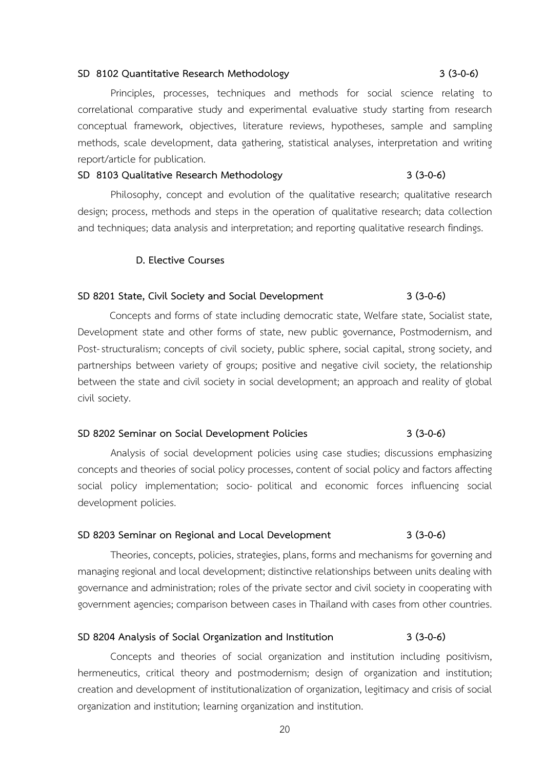**SD 8102 Quantitative Research Methodology** **3 (3-0-6)**

Principles, processes, techniques and methods for social science relating to correlational comparative study and experimental evaluative study starting from research conceptual framework, objectives, literature reviews, hypotheses, sample and sampling methods, scale development, data gathering, statistical analyses, interpretation and writing report/article for publication.

**SD 8103 Qualitative Research Methodology** **3 (3-0-6)**

Philosophy, concept and evolution of the qualitative research; qualitative research design; process, methods and steps in the operation of qualitative research; data collection and techniques; data analysis and interpretation; and reporting qualitative research findings.

**D. Elective Courses**

**SD 8201 State, Civil Society and Social Development** **3 (3-0-6)**

Concepts and forms of state including democratic state, Welfare state, Socialist state, Development state and other forms of state, new public governance, Postmodernism, and Post-structuralism; concepts of civil society, public sphere, social capital, strong society, and partnerships between variety of groups; positive and negative civil society, the relationship between the state and civil society in social development; an approach and reality of global civil society.

**SD 8202 Seminar on Social Development Policies** **3 (3-0-6)**

Analysis of social development policies using case studies; discussions emphasizing concepts and theories of social policy processes, content of social policy and factors affecting social policy implementation; socio- political and economic forces influencing social development policies.

**SD 8203 Seminar on Regional and Local Development** **3 (3-0-6)**

Theories, concepts, policies, strategies, plans, forms and mechanisms for governing and managing regional and local development; distinctive relationships between units dealing with governance and administration; roles of the private sector and civil society in cooperating with government agencies; comparison between cases in Thailand with cases from other countries.

**SD 8204 Analysis of Social Organization and Institution** **3 (3-0-6)**

Concepts and theories of social organization and institution including positivism, hermeneutics, critical theory and postmodernism; design of organization and institution; creation and development of institutionalization of organization, legitimacy and crisis of social organization and institution; learning organization and institution.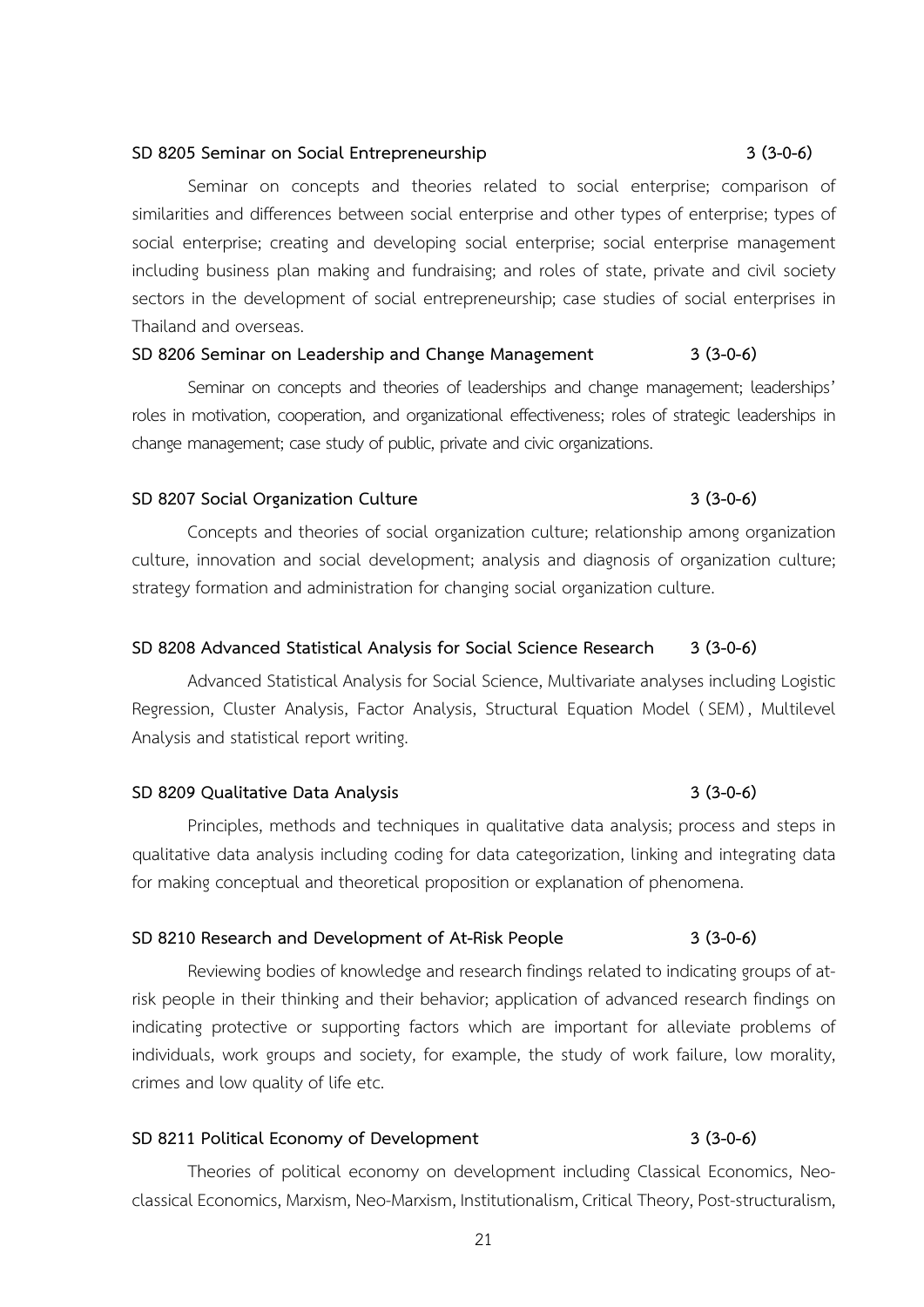**SD 8205 Seminar on Social Entrepreneurship 3 (3-0-6)**

Seminar on concepts and theories related to social enterprise; comparison of similarities and differences between social enterprise and other types of enterprise; types of social enterprise; creating and developing social enterprise; social enterprise management including business plan making and fundraising; and roles of state, private and civil society sectors in the development of social entrepreneurship; case studies of social enterprises in Thailand and overseas.

**SD 8206 Seminar on Leadership and Change Management 3 (3-0-6)**

Seminar on concepts and theories of leaderships and change management; leaderships' roles in motivation, cooperation, and organizational effectiveness; roles of strategic leaderships in change management; case study of public, private and civic organizations.

**SD 8207 Social Organization Culture 3 (3-0-6)**

Concepts and theories of social organization culture; relationship among organization culture, innovation and social development; analysis and diagnosis of organization culture; strategy formation and administration for changing social organization culture.

**SD 8208 Advanced Statistical Analysis for Social Science Research 3 (3-0-6)**

Advanced Statistical Analysis for Social Science, Multivariate analyses including Logistic Regression, Cluster Analysis, Factor Analysis, Structural Equation Model (SEM), Multilevel Analysis and statistical report writing.

**SD 8209 Qualitative Data Analysis 3 (3-0-6)**

Principles, methods and techniques in qualitative data analysis; process and steps in qualitative data analysis including coding for data categorization, linking and integrating data for making conceptual and theoretical proposition or explanation of phenomena.

**SD 8210 Research and Development of At-Risk People 3 (3-0-6)**

Reviewing bodies of knowledge and research findings related to indicating groups of at-risk people in their thinking and their behavior; application of advanced research findings on indicating protective or supporting factors which are important for alleviate problems of individuals, work groups and society, for example, the study of work failure, low morality, crimes and low quality of life etc.

**SD 8211 Political Economy of Development 3 (3-0-6)**

Theories of political economy on development including Classical Economics, Neo-classical Economics, Marxism, Neo-Marxism, Institutionalism, Critical Theory, Post-structuralism,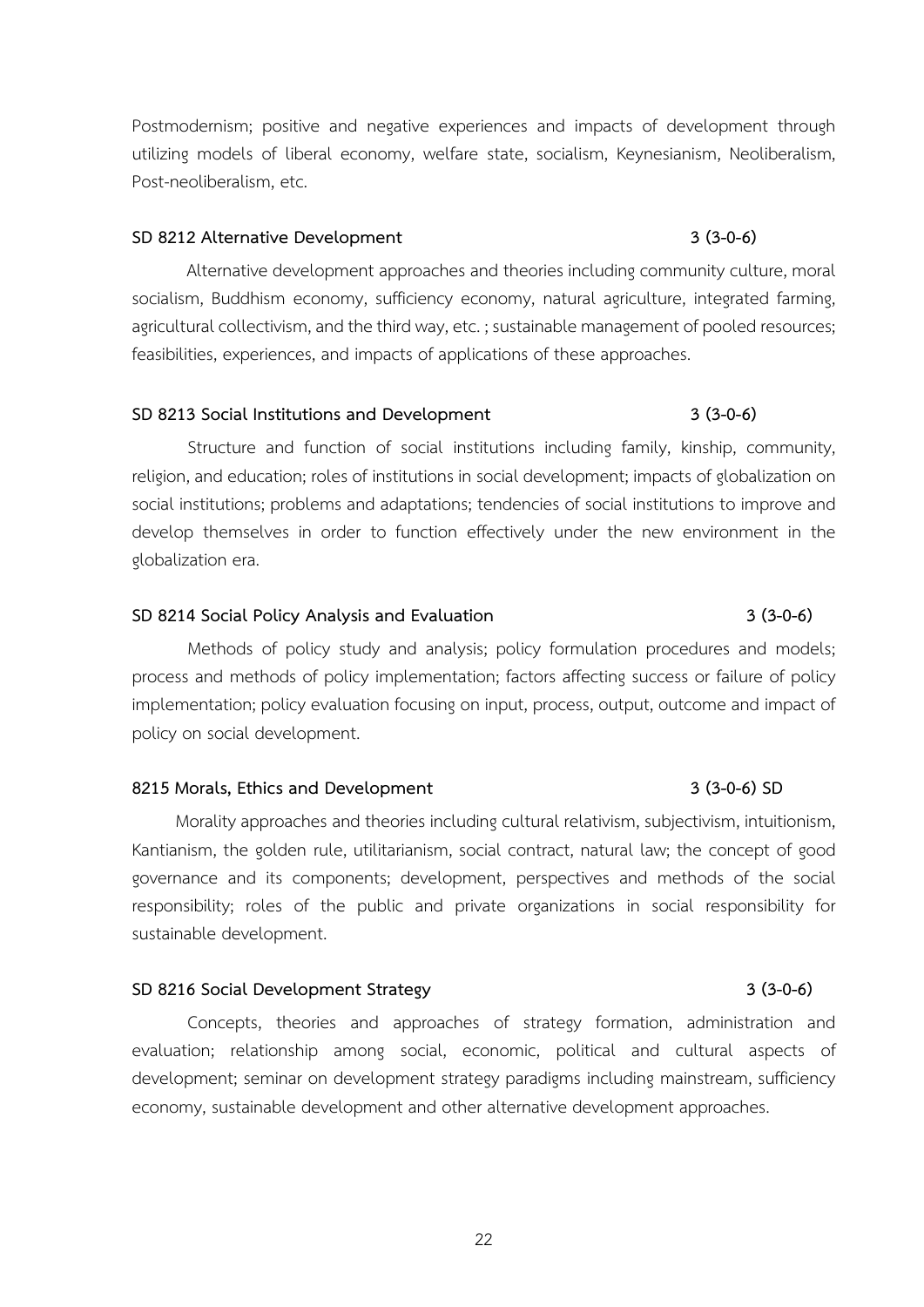Postmodernism; positive and negative experiences and impacts of development through utilizing models of liberal economy, welfare state, socialism, Keynesianism, Neoliberalism, Post-neoliberalism, etc.

**SD 8212 Alternative Development 3 (3-0-6)**

Alternative development approaches and theories including community culture, moral socialism, Buddhism economy, sufficiency economy, natural agriculture, integrated farming, agricultural collectivism, and the third way, etc. ; sustainable management of pooled resources; feasibilities, experiences, and impacts of applications of these approaches.

**SD 8213 Social Institutions and Development 3 (3-0-6)**

Structure and function of social institutions including family, kinship, community, religion, and education; roles of institutions in social development; impacts of globalization on social institutions; problems and adaptations; tendencies of social institutions to improve and develop themselves in order to function effectively under the new environment in the globalization era.

**SD 8214 Social Policy Analysis and Evaluation 3 (3-0-6)**

Methods of policy study and analysis; policy formulation procedures and models; process and methods of policy implementation; factors affecting success or failure of policy implementation; policy evaluation focusing on input, process, output, outcome and impact of policy on social development.

**8215 Morals, Ethics and Development 3 (3-0-6) SD**

Morality approaches and theories including cultural relativism, subjectivism, intuitionism, Kantianism, the golden rule, utilitarianism, social contract, natural law; the concept of good governance and its components; development, perspectives and methods of the social responsibility; roles of the public and private organizations in social responsibility for sustainable development.

**SD 8216 Social Development Strategy 3 (3-0-6)**

Concepts, theories and approaches of strategy formation, administration and evaluation; relationship among social, economic, political and cultural aspects of development; seminar on development strategy paradigms including mainstream, sufficiency economy, sustainable development and other alternative development approaches.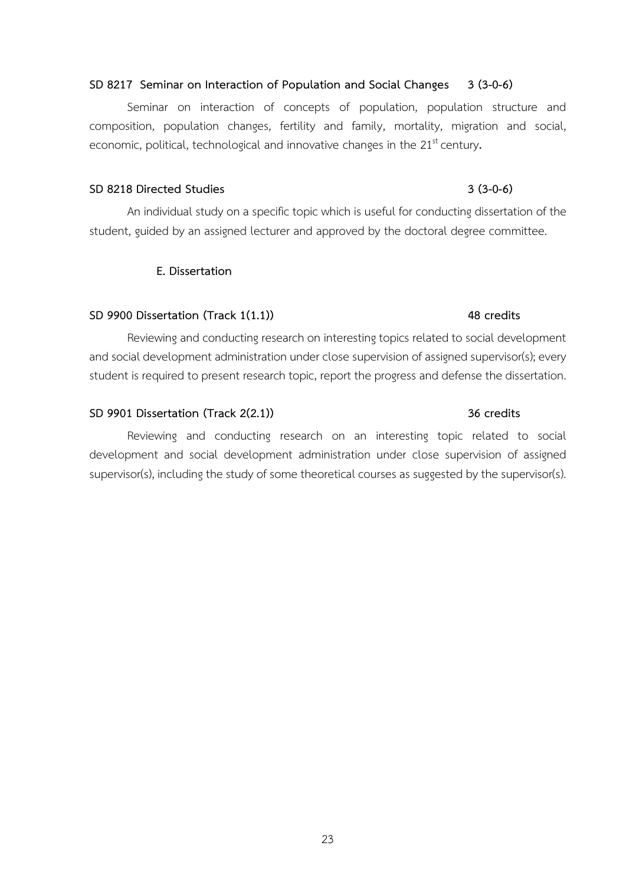**SD 8217 Seminar on Interaction of Population and Social Changes 3 (3-0-6)**

Seminar on interaction of concepts of population, population structure and composition, population changes, fertility and family, mortality, migration and social, economic, political, technological and innovative changes in the 21st century.

**SD 8218 Directed Studies 3 (3-0-6)**

An individual study on a specific topic which is useful for conducting dissertation of the student, guided by an assigned lecturer and approved by the doctoral degree committee.

**E. Dissertation**

**SD 9900 Dissertation (Track 1(1.1)) 48 credits**

Reviewing and conducting research on interesting topics related to social development and social development administration under close supervision of assigned supervisor(s); every student is required to present research topic, report the progress and defense the dissertation.

**SD 9901 Dissertation (Track 2(2.1)) 36 credits**

Reviewing and conducting research on an interesting topic related to social development and social development administration under close supervision of assigned supervisor(s), including the study of some theoretical courses as suggested by the supervisor(s).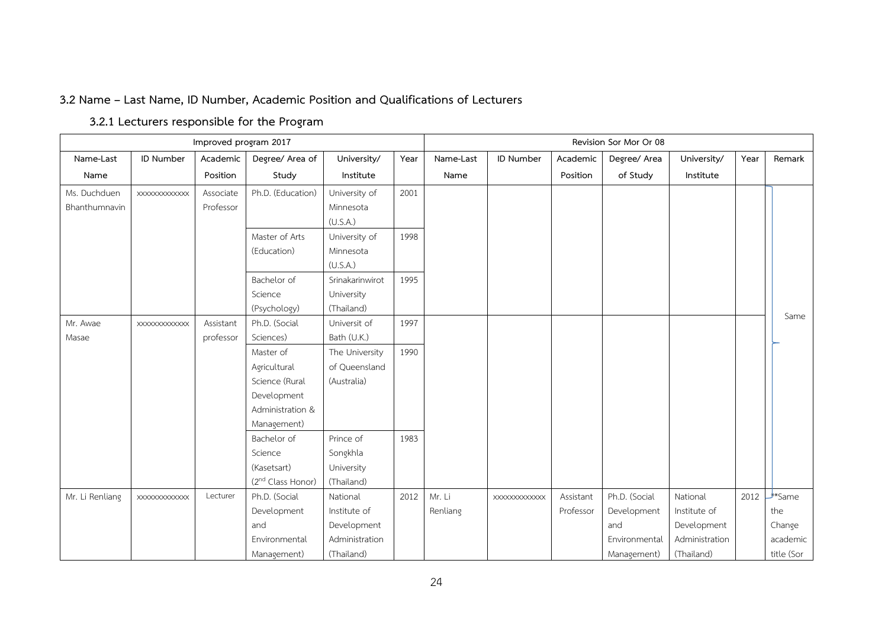### 3.2 Name – Last Name, ID Number, Academic Position and Qualifications of Lecturers

#### 3.2.1 Lecturers responsible for the Program

| Improved program 2017 | | | | | | Revision Sor Mor Or 08 | | | | | | |
|---|---|---|---|---|---|---|---|---|---|---|---|---|
| Name-Last Name | ID Number | Academic Position | Degree/ Area of Study | University/ Institute | Year | Name-Last Name | ID Number | Academic Position | Degree/ Area of Study | University/ Institute | Year | Remark |
| Ms. Duchduen Bhanthumnavin | xxxxxxxxxxxxx | Associate Professor | Ph.D. (Education) | University of Minnesota (U.S.A.) | 2001 | | | | | | | Same |
| | | | Master of Arts (Education) | University of Minnesota (U.S.A.) | 1998 | | | | | | | |
| | | | Bachelor of Science (Psychology) | Srinakarinwirot University (Thailand) | 1995 | | | | | | | |
| Mr. Awae Masae | xxxxxxxxxxxxx | Assistant professor | Ph.D. (Social Sciences) | Universit of Bath (U.K.) | 1997 | | | | | | | |
| | | | Master of Agricultural Science (Rural Development Administration & Management) | The University of Queensland (Australia) | 1990 | | | | | | | |
| | | | Bachelor of Science (Kasetsart) (2nd Class Honor) | Prince of Songkhla University (Thailand) | 1983 | | | | | | | |
| Mr. Li Renliang | xxxxxxxxxxxxx | Lecturer | Ph.D. (Social Development and Environmental Management) | National Institute of Development Administration (Thailand) | 2012 | Mr. Li Renliang | xxxxxxxxxxxxx | Assistant Professor | Ph.D. (Social Development and Environmental Management) | National Institute of Development Administration (Thailand) | 2012 | **Same the Change academic title (Sor |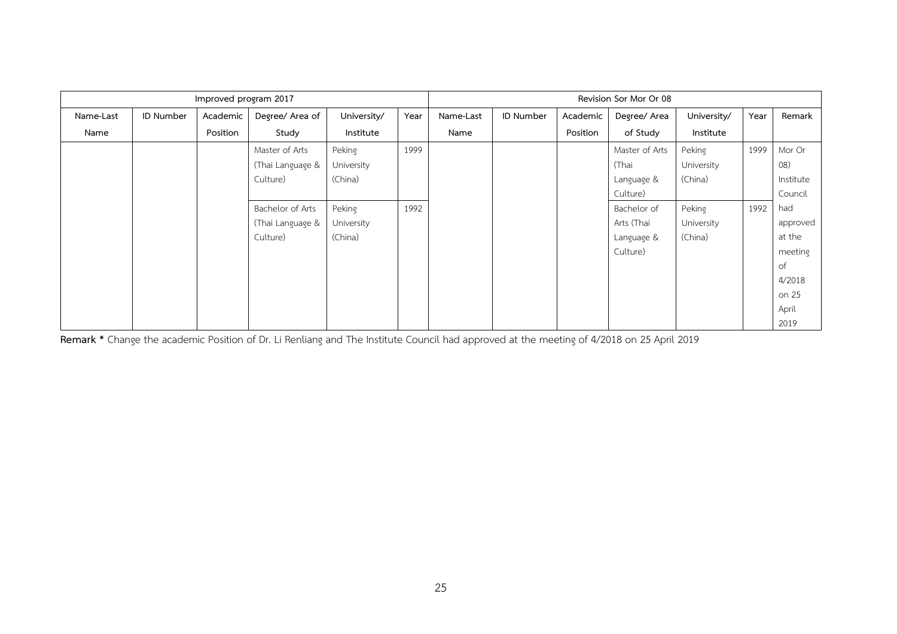| Improved program 2017 | | | | | | Revision Sor Mor Or 08 | | | | | | |
|---|---|---|---|---|---|---|---|---|---|---|---|---|
| Name-Last Name | ID Number | Academic Position | Degree/ Area of Study | University/ Institute | Year | Name-Last Name | ID Number | Academic Position | Degree/ Area of Study | University/ Institute | Year | Remark |
| | | | Master of Arts (Thai Language & Culture) | Peking University (China) | 1999 | | | | Master of Arts (Thai Language & Culture) | Peking University (China) | 1999 | Mor Or 08) Institute Council had approved at the meeting of 4/2018 on 25 April 2019 |
| | | | Bachelor of Arts (Thai Language & Culture) | Peking University (China) | 1992 | | | | Bachelor of Arts (Thai Language & Culture) | Peking University (China) | 1992 | |

**Remark \*** Change the academic Position of Dr. Li Renliang and The Institute Council had approved at the meeting of 4/2018 on 25 April 2019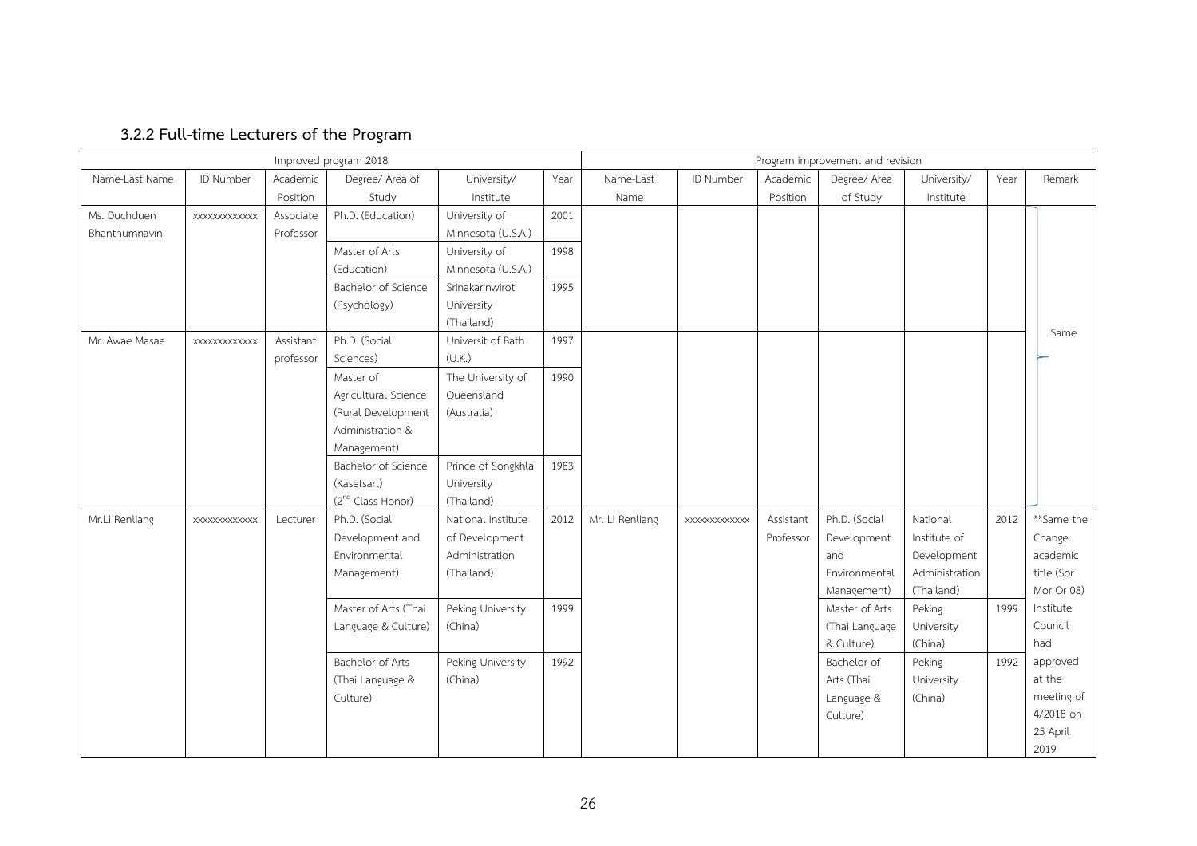### 3.2.2 Full-time Lecturers of the Program

| Improved program 2018 | | | | | | Program improvement and revision | | | | | | |
|---|---|---|---|---|---|---|---|---|---|---|---|---|
| Name-Last Name | ID Number | Academic Position | Degree/ Area of Study | University/ Institute | Year | Name-Last Name | ID Number | Academic Position | Degree/ Area of Study | University/ Institute | Year | Remark |
| Ms. Duchduen Bhanthumnavin | xxxxxxxxxxxxx | Associate Professor | Ph.D. (Education) | University of Minnesota (U.S.A.) | 2001 | | | | | | | Same |
| | | | Master of Arts (Education) | University of Minnesota (U.S.A.) | 1998 | | | | | | | |
| | | | Bachelor of Science (Psychology) | Srinakarinwirot University (Thailand) | 1995 | | | | | | | |
| Mr. Awae Masae | xxxxxxxxxxxxx | Assistant professor | Ph.D. (Social Sciences) | Universit of Bath (U.K.) | 1997 | | | | | | | |
| | | | Master of Agricultural Science (Rural Development Administration & Management) | The University of Queensland (Australia) | 1990 | | | | | | | |
| | | | Bachelor of Science (Kasetsart) (2nd Class Honor) | Prince of Songkhla University (Thailand) | 1983 | | | | | | | |
| Mr.Li Renliang | xxxxxxxxxxxxx | Lecturer | Ph.D. (Social Development and Environmental Management) | National Institute of Development Administration (Thailand) | 2012 | Mr. Li Renliang | xxxxxxxxxxxxx | Assistant Professor | Ph.D. (Social Development and Environmental Management) | National Institute of Development Administration (Thailand) | 2012 | **Same the Change academic title (Sor Mor Or 08) Institute Council had approved at the meeting of 4/2018 on 25 April 2019 |
| | | | Master of Arts (Thai Language & Culture) | Peking University (China) | 1999 | | | | Master of Arts (Thai Language & Culture) | Peking University (China) | 1999 | |
| | | | Bachelor of Arts (Thai Language & Culture) | Peking University (China) | 1992 | | | | Bachelor of Arts (Thai Language & Culture) | Peking University (China) | 1992 | |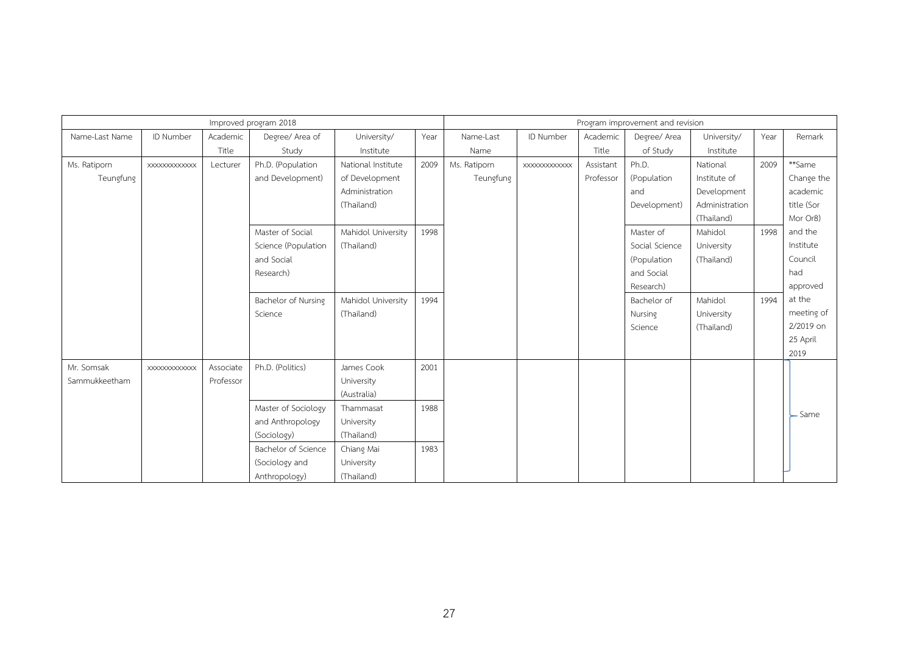| Improved program 2018 | | | | | | Program improvement and revision | | | | | | |
|---|---|---|---|---|---|---|---|---|---|---|---|---|
| Name-Last Name | ID Number | Academic Title | Degree/ Area of Study | University/ Institute | Year | Name-Last Name | ID Number | Academic Title | Degree/ Area of Study | University/ Institute | Year | Remark |
| Ms. Ratiporn Teungfung | xxxxxxxxxxxxx | Lecturer | Ph.D. (Population and Development) | National Institute of Development Administration (Thailand) | 2009 | Ms. Ratiporn Teungfung | xxxxxxxxxxxxx | Assistant Professor | Ph.D. (Population and Development) | National Institute of Development Administration (Thailand) | 2009 | **Same Change the academic title (Sor Mor Or8) and the Institute Council had approved at the meeting of 2/2019 on 25 April 2019 |
| | | | Master of Social Science (Population and Social Research) | Mahidol University (Thailand) | 1998 | | | | Master of Social Science (Population and Social Research) | Mahidol University (Thailand) | 1998 | |
| | | | Bachelor of Nursing Science | Mahidol University (Thailand) | 1994 | | | | Bachelor of Nursing Science | Mahidol University (Thailand) | 1994 | |
| Mr. Somsak Sammukkeetham | xxxxxxxxxxxxx | Associate Professor | Ph.D. (Politics) | James Cook University (Australia) | 2001 | | | | | | | Same |
| | | | Master of Sociology and Anthropology (Sociology) | Thammasat University (Thailand) | 1988 | | | | | | | |
| | | | Bachelor of Science (Sociology and Anthropology) | Chiang Mai University (Thailand) | 1983 | | | | | | | |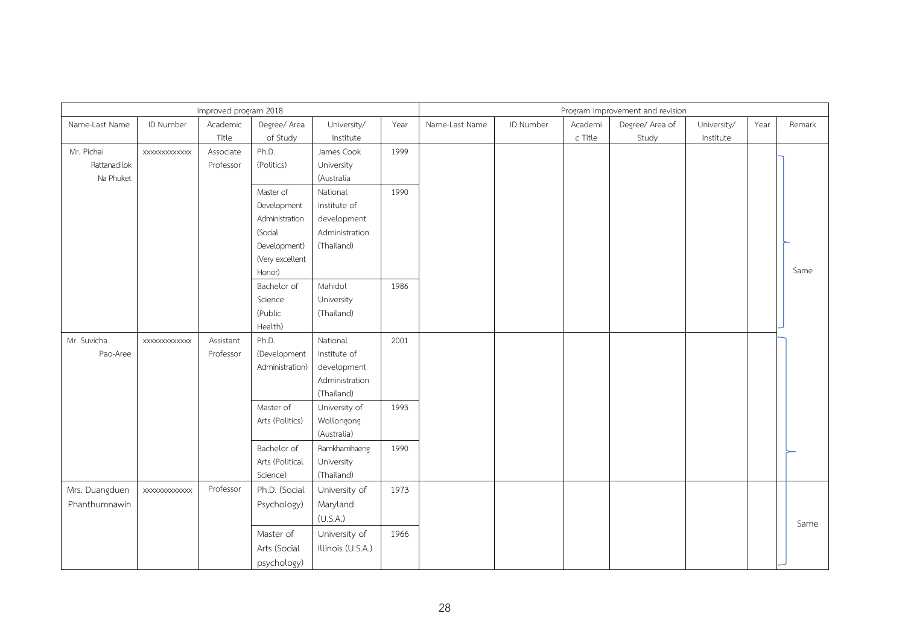| Improved program 2018 | | | | | | Program improvement and revision | | | | | | |
|---|---|---|---|---|---|---|---|---|---|---|---|---|
| Name-Last Name | ID Number | Academic Title | Degree/ Area of Study | University/ Institute | Year | Name-Last Name | ID Number | Academic Title | Degree/ Area of Study | University/ Institute | Year | Remark |
| Mr. Pichai Rattanadilok Na Phuket | xxxxxxxxxxxxx | Associate Professor | Ph.D. (Politics) | James Cook University (Australia | 1999 | | | | | | | Same |
| | | | Master of Development Administration (Social Development) (Very excellent Honor) | National Institute of development Administration (Thailand) | 1990 | | | | | | | |
| | | | Bachelor of Science (Public Health) | Mahidol University (Thailand) | 1986 | | | | | | | |
| Mr. Suvicha Pao-Aree | xxxxxxxxxxxxx | Assistant Professor | Ph.D. (Development Administration) | National Institute of development Administration (Thailand) | 2001 | | | | | | | Same |
| | | | Master of Arts (Politics) | University of Wollongong (Australia) | 1993 | | | | | | | |
| | | | Bachelor of Arts (Political Science) | Ramkhamhaeng University (Thailand) | 1990 | | | | | | | |
| Mrs. Duangduen Phanthumnawin | xxxxxxxxxxxxx | Professor | Ph.D. (Social Psychology) | University of Maryland (U.S.A.) | 1973 | | | | | | | |
| | | | Master of Arts (Social psychology) | University of Illinois (U.S.A.) | 1966 | | | | | | | |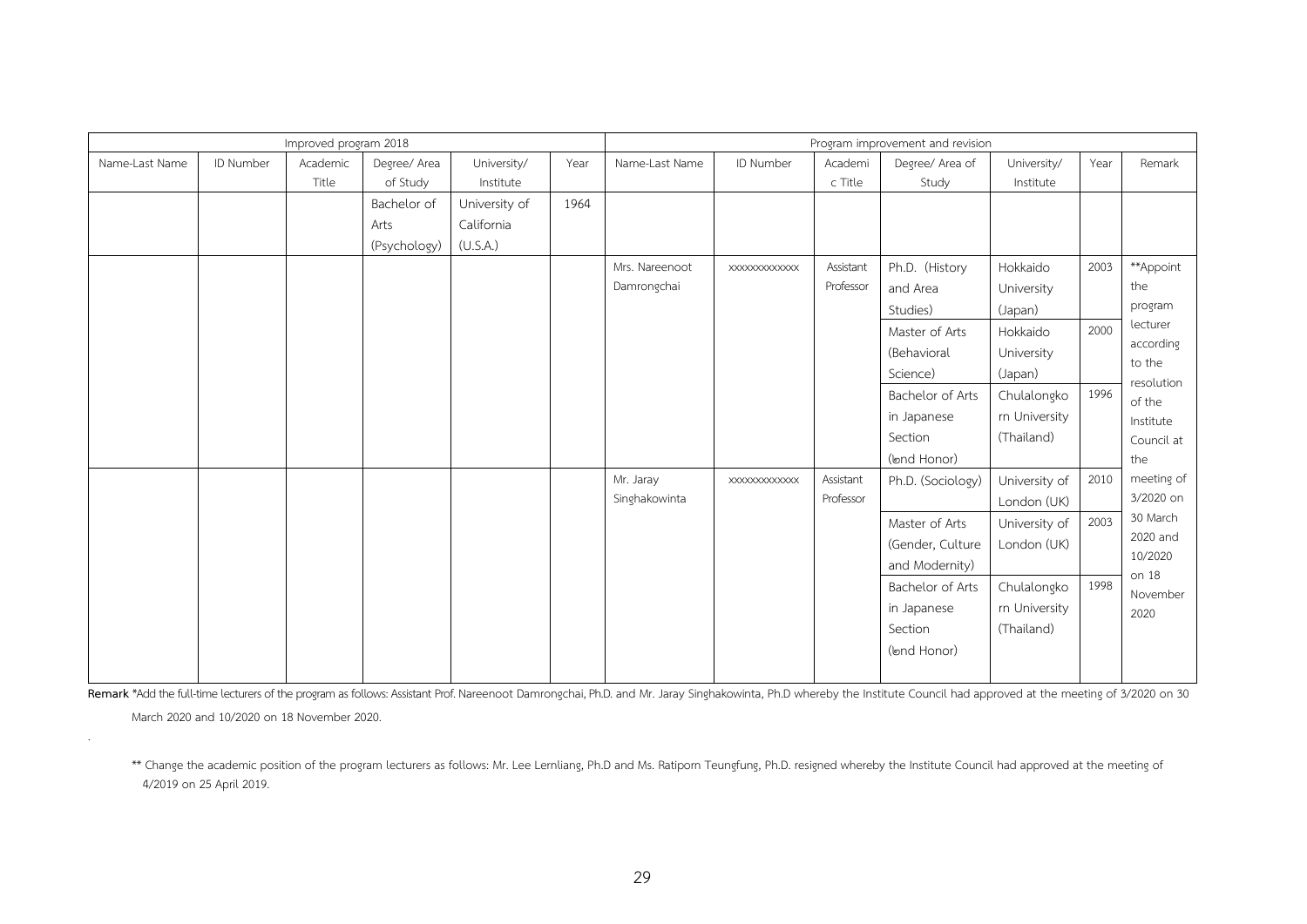| Improved program 2018 | | | | | | Program improvement and revision | | | | | | |
|---|---|---|---|---|---|---|---|---|---|---|---|---|
| Name-Last Name | ID Number | Academic Title | Degree/ Area of Study | University/ Institute | Year | Name-Last Name | ID Number | Academic Title | Degree/ Area of Study | University/ Institute | Year | Remark |
| | | | Bachelor of Arts (Psychology) | University of California (U.S.A.) | 1964 | | | | | | | |
| | | | | | | Mrs. Nareenoot Damrongchai | xxxxxxxxxxxxx | Assistant Professor | Ph.D. (History and Area Studies) | Hokkaido University (Japan) | 2003 | **Appoint the program lecturer according to the resolution of the Institute Council at the meeting of 3/2020 on 30 March 2020 and 10/2020 on 18 November 2020 |
| | | | | | | | | | Master of Arts (Behavioral Science) | Hokkaido University (Japan) | 2000 | |
| | | | | | | | | | Bachelor of Arts in Japanese Section (๒nd Honor) | Chulalongkorn University (Thailand) | 1996 | |
| | | | | | | Mr. Jaray Singhakowinta | xxxxxxxxxxxxx | Assistant Professor | Ph.D. (Sociology) | University of London (UK) | 2010 | |
| | | | | | | | | | Master of Arts (Gender, Culture and Modernity) | University of London (UK) | 2003 | |
| | | | | | | | | | Bachelor of Arts in Japanese Section (๒nd Honor) | Chulalongkorn University (Thailand) | 1998 | |

**Remark** *Add the full-time lecturers of the program as follows: Assistant Prof. Nareenoot Damrongchai, Ph.D. and Mr. Jaray Singhakowinta, Ph.D whereby the Institute Council had approved at the meeting of 3/2020 on 30 March 2020 and 10/2020 on 18 November 2020.

** Change the academic position of the program lecturers as follows: Mr. Lee Lernliang, Ph.D and Ms. Ratiporn Teungfung, Ph.D. resigned whereby the Institute Council had approved at the meeting of 4/2019 on 25 April 2019.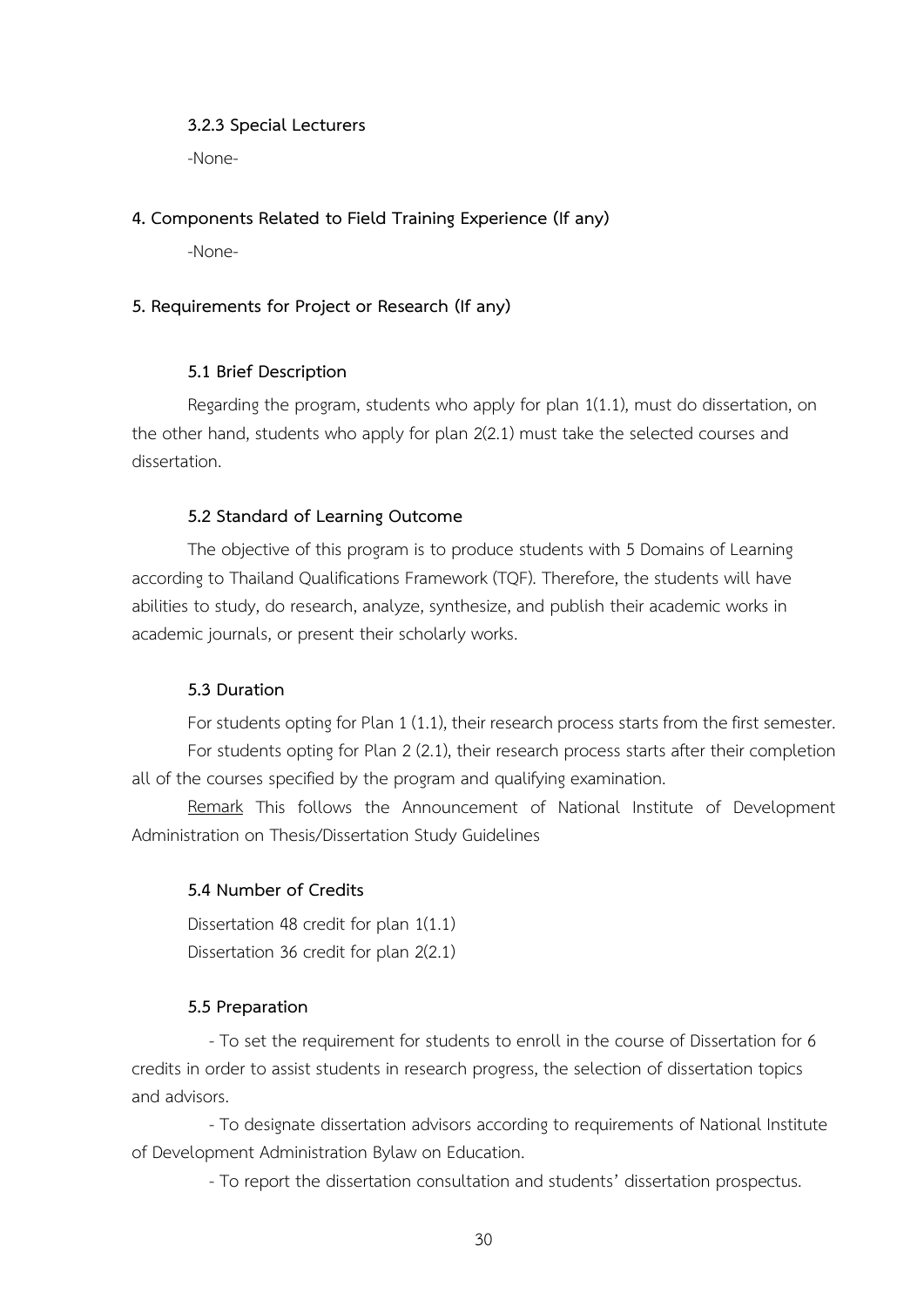#### 3.2.3 Special Lecturers

-None-

## 4. Components Related to Field Training Experience (If any)

-None-

## 5. Requirements for Project or Research (If any)

### 5.1 Brief Description

Regarding the program, students who apply for plan 1(1.1), must do dissertation, on the other hand, students who apply for plan 2(2.1) must take the selected courses and dissertation.

### 5.2 Standard of Learning Outcome

The objective of this program is to produce students with 5 Domains of Learning according to Thailand Qualifications Framework (TQF). Therefore, the students will have abilities to study, do research, analyze, synthesize, and publish their academic works in academic journals, or present their scholarly works.

### 5.3 Duration

For students opting for Plan 1 (1.1), their research process starts from the first semester.

For students opting for Plan 2 (2.1), their research process starts after their completion all of the courses specified by the program and qualifying examination.

Remark This follows the Announcement of National Institute of Development Administration on Thesis/Dissertation Study Guidelines

### 5.4 Number of Credits

Dissertation 48 credit for plan 1(1.1)

Dissertation 36 credit for plan 2(2.1)

### 5.5 Preparation

- To set the requirement for students to enroll in the course of Dissertation for 6 credits in order to assist students in research progress, the selection of dissertation topics and advisors.
- To designate dissertation advisors according to requirements of National Institute of Development Administration Bylaw on Education.
- To report the dissertation consultation and students' dissertation prospectus.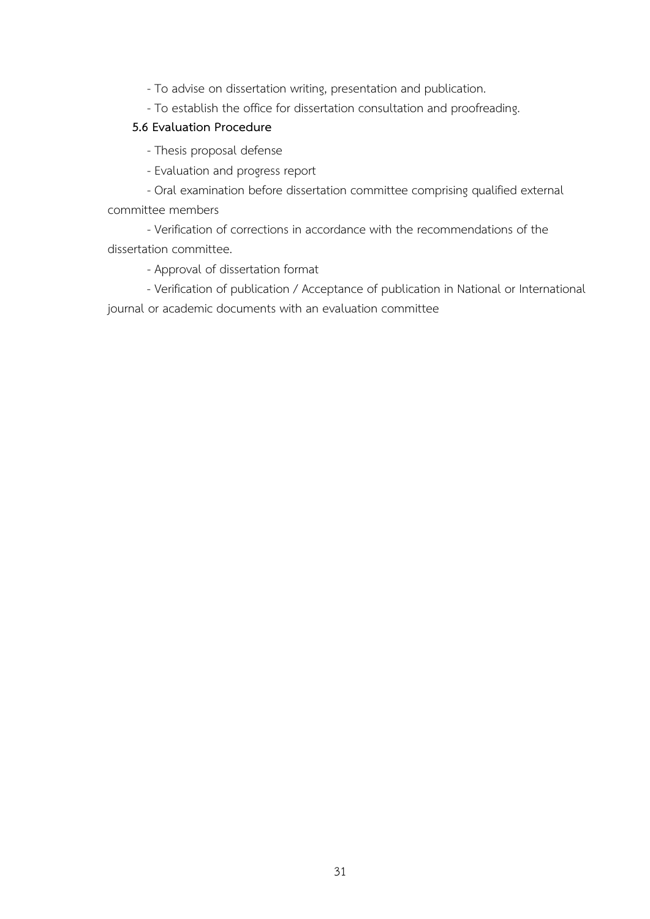- To advise on dissertation writing, presentation and publication.

- To establish the office for dissertation consultation and proofreading.

**5.6 Evaluation Procedure**

- Thesis proposal defense

- Evaluation and progress report

- Oral examination before dissertation committee comprising qualified external committee members

- Verification of corrections in accordance with the recommendations of the dissertation committee.

- Approval of dissertation format

- Verification of publication / Acceptance of publication in National or International journal or academic documents with an evaluation committee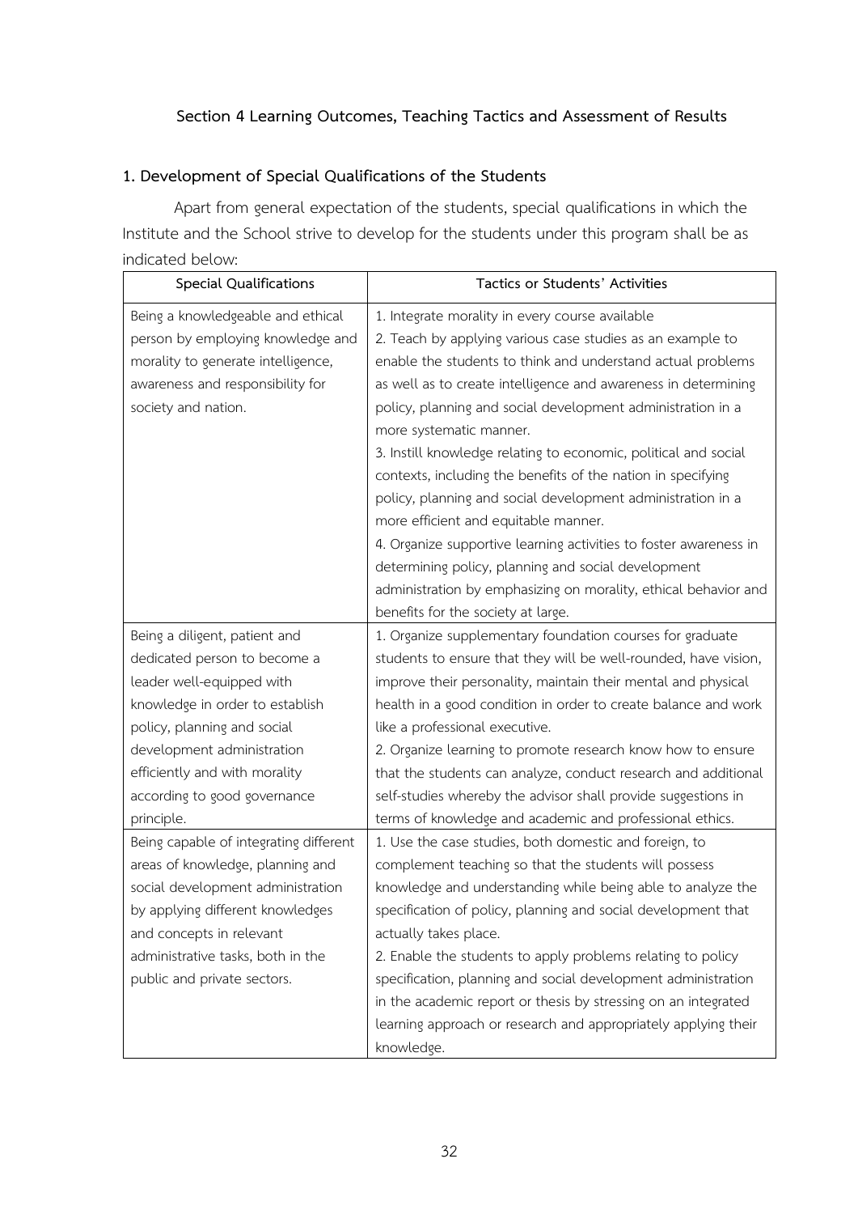## Section 4 Learning Outcomes, Teaching Tactics and Assessment of Results

### 1. Development of Special Qualifications of the Students

Apart from general expectation of the students, special qualifications in which the Institute and the School strive to develop for the students under this program shall be as indicated below:

| Special Qualifications | Tactics or Students' Activities |
|---|---|
| Being a knowledgeable and ethical person by employing knowledge and morality to generate intelligence, awareness and responsibility for society and nation. | 1. Integrate morality in every course available<br>2. Teach by applying various case studies as an example to enable the students to think and understand actual problems as well as to create intelligence and awareness in determining policy, planning and social development administration in a more systematic manner.<br>3. Instill knowledge relating to economic, political and social contexts, including the benefits of the nation in specifying policy, planning and social development administration in a more efficient and equitable manner.<br>4. Organize supportive learning activities to foster awareness in determining policy, planning and social development administration by emphasizing on morality, ethical behavior and benefits for the society at large. |
| Being a diligent, patient and dedicated person to become a leader well-equipped with knowledge in order to establish policy, planning and social development administration efficiently and with morality according to good governance principle. | 1. Organize supplementary foundation courses for graduate students to ensure that they will be well-rounded, have vision, improve their personality, maintain their mental and physical health in a good condition in order to create balance and work like a professional executive.<br>2. Organize learning to promote research know how to ensure that the students can analyze, conduct research and additional self-studies whereby the advisor shall provide suggestions in terms of knowledge and academic and professional ethics. |
| Being capable of integrating different areas of knowledge, planning and social development administration by applying different knowledges and concepts in relevant administrative tasks, both in the public and private sectors. | 1. Use the case studies, both domestic and foreign, to complement teaching so that the students will possess knowledge and understanding while being able to analyze the specification of policy, planning and social development that actually takes place.<br>2. Enable the students to apply problems relating to policy specification, planning and social development administration in the academic report or thesis by stressing on an integrated learning approach or research and appropriately applying their knowledge. |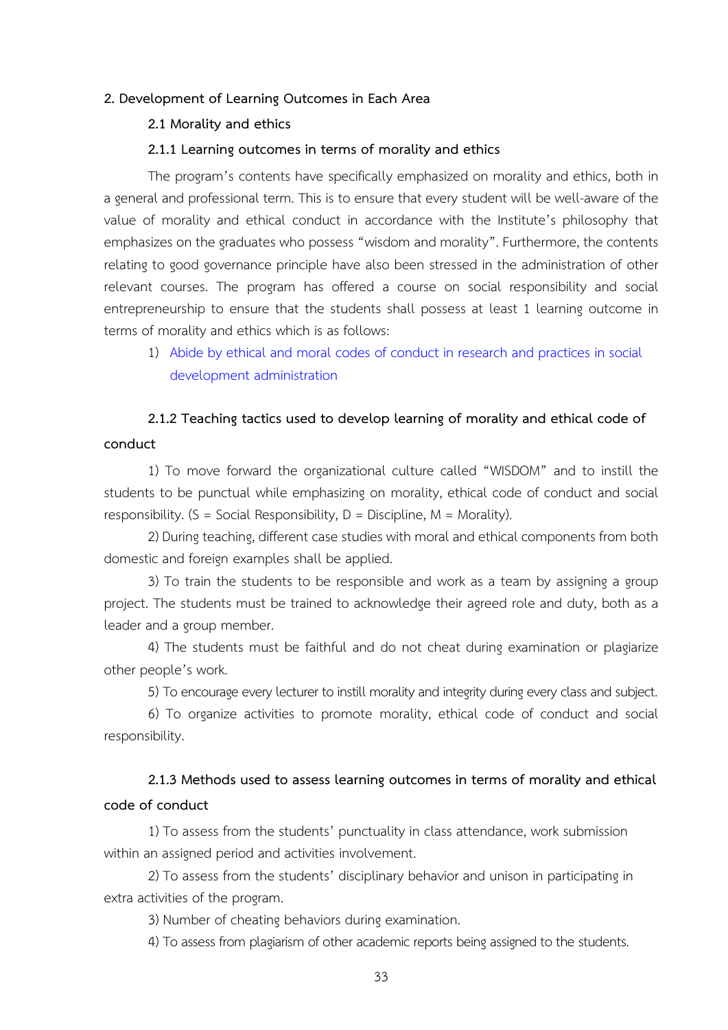## 2. Development of Learning Outcomes in Each Area

### 2.1 Morality and ethics

#### 2.1.1 Learning outcomes in terms of morality and ethics

The program's contents have specifically emphasized on morality and ethics, both in a general and professional term. This is to ensure that every student will be well-aware of the value of morality and ethical conduct in accordance with the Institute's philosophy that emphasizes on the graduates who possess "wisdom and morality". Furthermore, the contents relating to good governance principle have also been stressed in the administration of other relevant courses. The program has offered a course on social responsibility and social entrepreneurship to ensure that the students shall possess at least 1 learning outcome in terms of morality and ethics which is as follows:

1) Abide by ethical and moral codes of conduct in research and practices in social development administration

#### 2.1.2 Teaching tactics used to develop learning of morality and ethical code of conduct

1) To move forward the organizational culture called "WISDOM" and to instill the students to be punctual while emphasizing on morality, ethical code of conduct and social responsibility. (S = Social Responsibility, D = Discipline, M = Morality).

2) During teaching, different case studies with moral and ethical components from both domestic and foreign examples shall be applied.

3) To train the students to be responsible and work as a team by assigning a group project. The students must be trained to acknowledge their agreed role and duty, both as a leader and a group member.

4) The students must be faithful and do not cheat during examination or plagiarize other people's work.

5) To encourage every lecturer to instill morality and integrity during every class and subject.

6) To organize activities to promote morality, ethical code of conduct and social responsibility.

#### 2.1.3 Methods used to assess learning outcomes in terms of morality and ethical code of conduct

1) To assess from the students' punctuality in class attendance, work submission within an assigned period and activities involvement.

2) To assess from the students' disciplinary behavior and unison in participating in extra activities of the program.

3) Number of cheating behaviors during examination.

4) To assess from plagiarism of other academic reports being assigned to the students.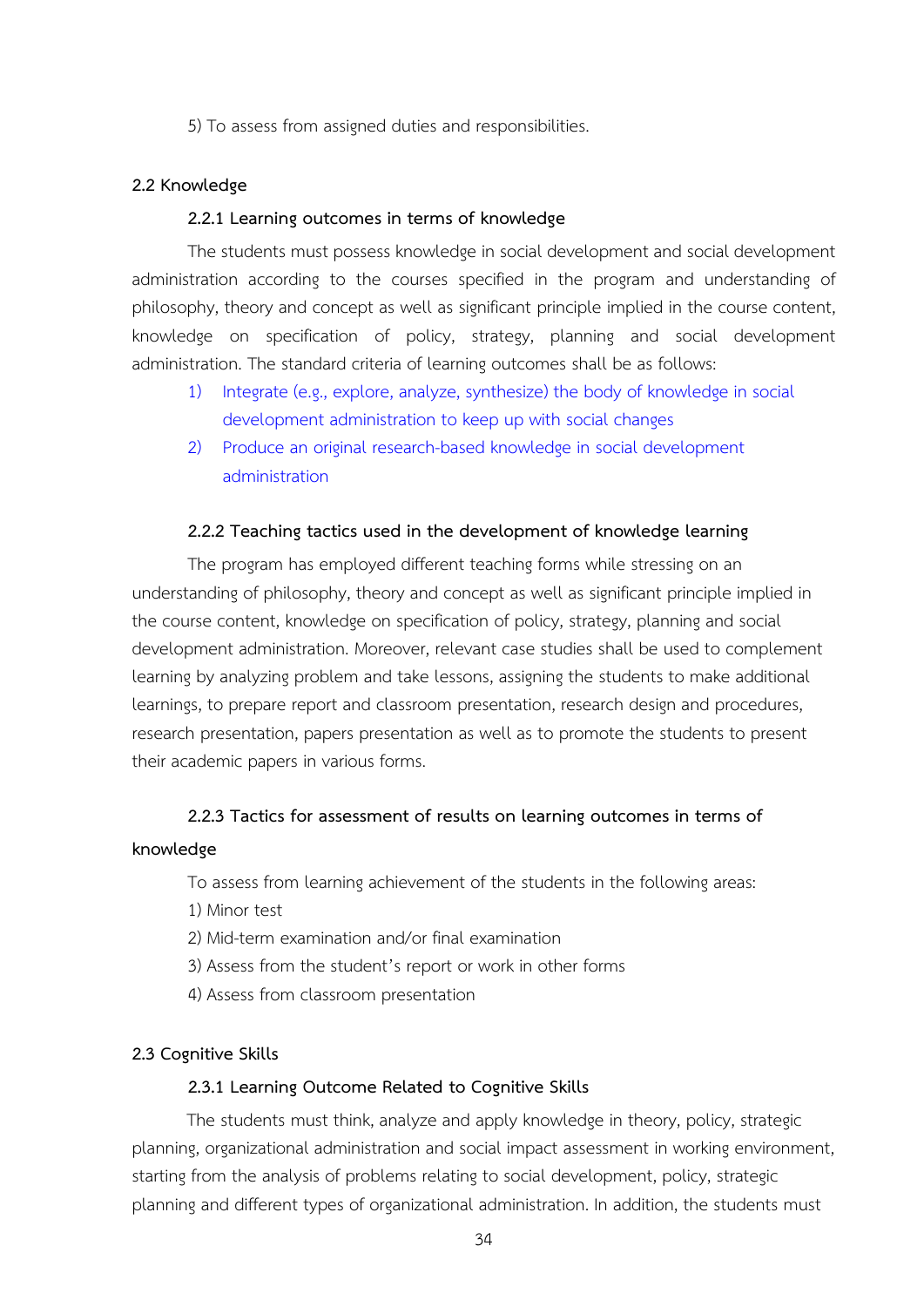5) To assess from assigned duties and responsibilities.

### 2.2 Knowledge

#### 2.2.1 Learning outcomes in terms of knowledge

The students must possess knowledge in social development and social development administration according to the courses specified in the program and understanding of philosophy, theory and concept as well as significant principle implied in the course content, knowledge on specification of policy, strategy, planning and social development administration. The standard criteria of learning outcomes shall be as follows:

1) Integrate (e.g., explore, analyze, synthesize) the body of knowledge in social development administration to keep up with social changes
2) Produce an original research-based knowledge in social development administration

#### 2.2.2 Teaching tactics used in the development of knowledge learning

The program has employed different teaching forms while stressing on an understanding of philosophy, theory and concept as well as significant principle implied in the course content, knowledge on specification of policy, strategy, planning and social development administration. Moreover, relevant case studies shall be used to complement learning by analyzing problem and take lessons, assigning the students to make additional learnings, to prepare report and classroom presentation, research design and procedures, research presentation, papers presentation as well as to promote the students to present their academic papers in various forms.

#### 2.2.3 Tactics for assessment of results on learning outcomes in terms of knowledge

To assess from learning achievement of the students in the following areas:

1) Minor test
2) Mid-term examination and/or final examination
3) Assess from the student's report or work in other forms
4) Assess from classroom presentation

### 2.3 Cognitive Skills

#### 2.3.1 Learning Outcome Related to Cognitive Skills

The students must think, analyze and apply knowledge in theory, policy, strategic planning, organizational administration and social impact assessment in working environment, starting from the analysis of problems relating to social development, policy, strategic planning and different types of organizational administration. In addition, the students must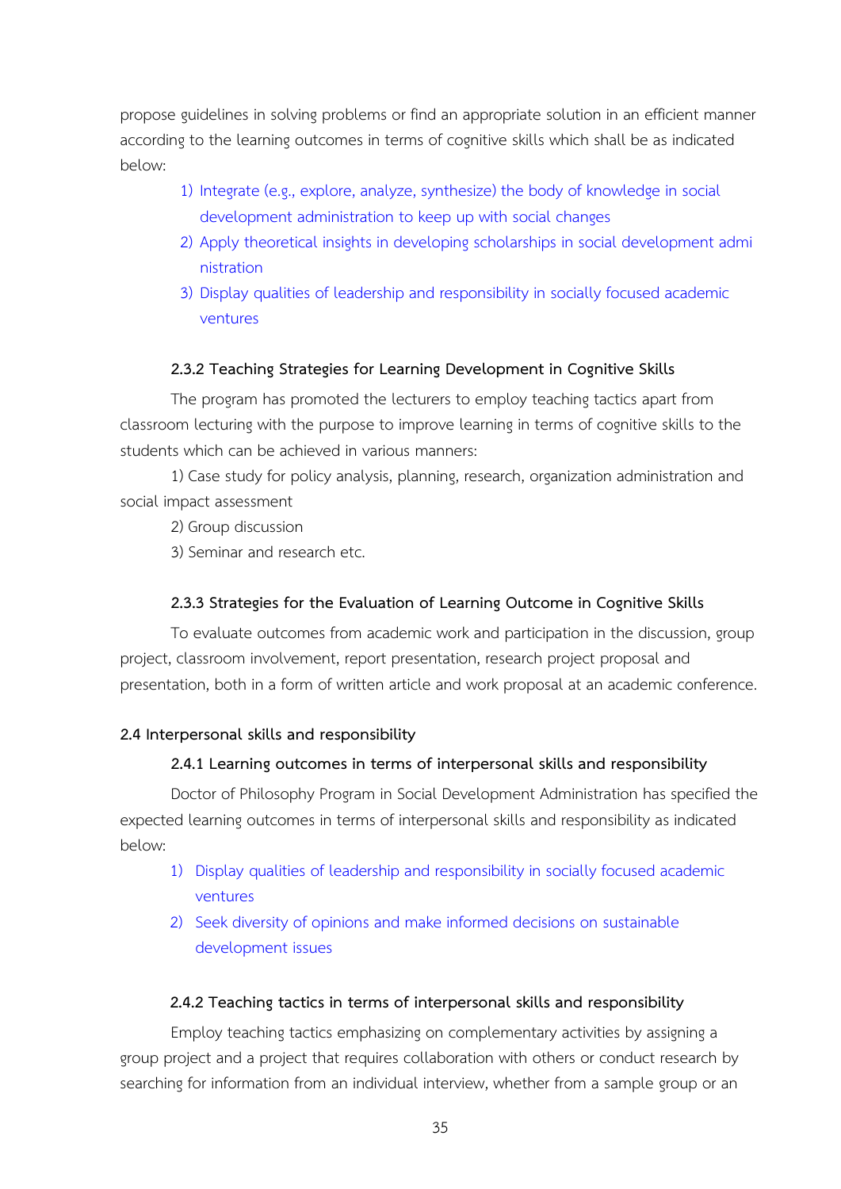propose guidelines in solving problems or find an appropriate solution in an efficient manner according to the learning outcomes in terms of cognitive skills which shall be as indicated below:

1) Integrate (e.g., explore, analyze, synthesize) the body of knowledge in social development administration to keep up with social changes
2) Apply theoretical insights in developing scholarships in social development administration
3) Display qualities of leadership and responsibility in socially focused academic ventures

#### 2.3.2 Teaching Strategies for Learning Development in Cognitive Skills

The program has promoted the lecturers to employ teaching tactics apart from classroom lecturing with the purpose to improve learning in terms of cognitive skills to the students which can be achieved in various manners:

1) Case study for policy analysis, planning, research, organization administration and social impact assessment

2) Group discussion

3) Seminar and research etc.

#### 2.3.3 Strategies for the Evaluation of Learning Outcome in Cognitive Skills

To evaluate outcomes from academic work and participation in the discussion, group project, classroom involvement, report presentation, research project proposal and presentation, both in a form of written article and work proposal at an academic conference.

### 2.4 Interpersonal skills and responsibility

#### 2.4.1 Learning outcomes in terms of interpersonal skills and responsibility

Doctor of Philosophy Program in Social Development Administration has specified the expected learning outcomes in terms of interpersonal skills and responsibility as indicated below:

1) Display qualities of leadership and responsibility in socially focused academic ventures
2) Seek diversity of opinions and make informed decisions on sustainable development issues

#### 2.4.2 Teaching tactics in terms of interpersonal skills and responsibility

Employ teaching tactics emphasizing on complementary activities by assigning a group project and a project that requires collaboration with others or conduct research by searching for information from an individual interview, whether from a sample group or an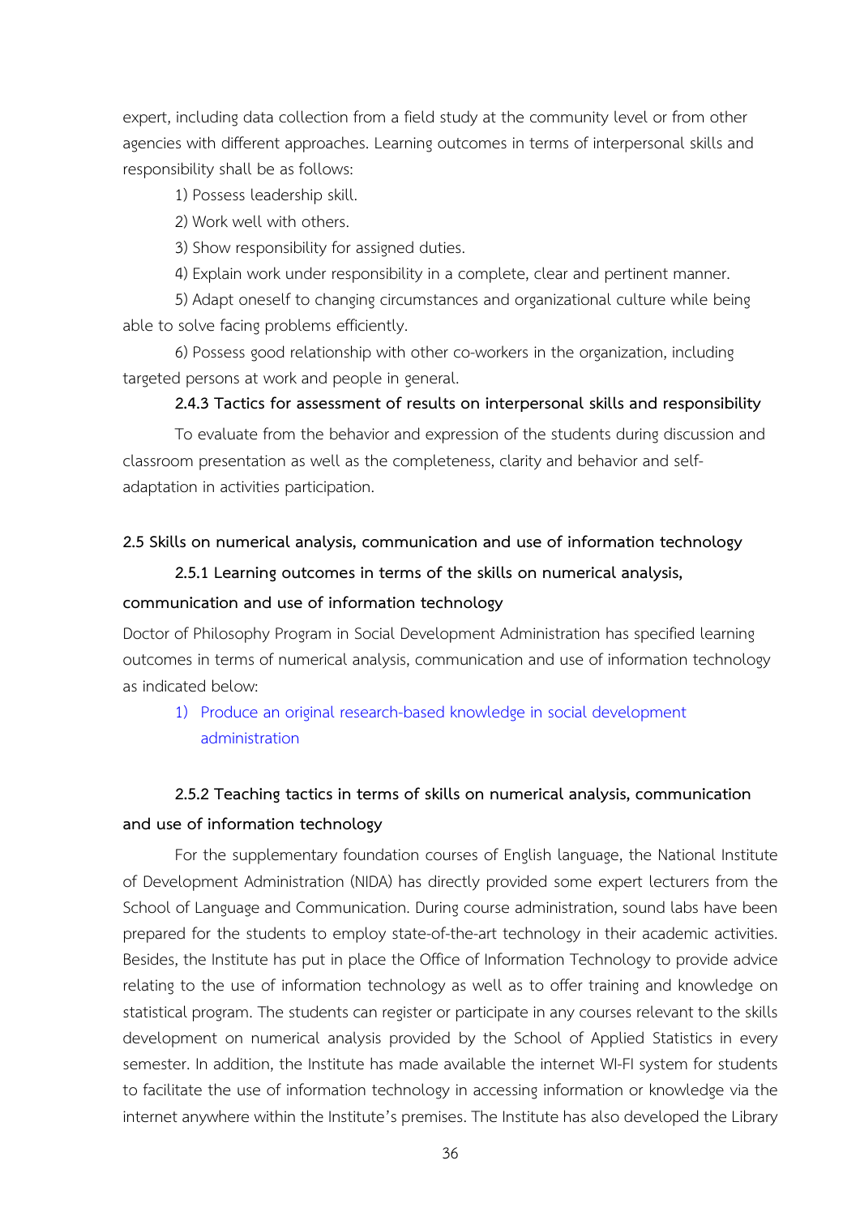expert, including data collection from a field study at the community level or from other agencies with different approaches. Learning outcomes in terms of interpersonal skills and responsibility shall be as follows:

1) Possess leadership skill.

2) Work well with others.

3) Show responsibility for assigned duties.

4) Explain work under responsibility in a complete, clear and pertinent manner.

5) Adapt oneself to changing circumstances and organizational culture while being able to solve facing problems efficiently.

6) Possess good relationship with other co-workers in the organization, including targeted persons at work and people in general.

**2.4.3 Tactics for assessment of results on interpersonal skills and responsibility**

To evaluate from the behavior and expression of the students during discussion and classroom presentation as well as the completeness, clarity and behavior and self-adaptation in activities participation.

**2.5 Skills on numerical analysis, communication and use of information technology**

**2.5.1 Learning outcomes in terms of the skills on numerical analysis, communication and use of information technology**

Doctor of Philosophy Program in Social Development Administration has specified learning outcomes in terms of numerical analysis, communication and use of information technology as indicated below:

1) Produce an original research-based knowledge in social development administration

**2.5.2 Teaching tactics in terms of skills on numerical analysis, communication and use of information technology**

For the supplementary foundation courses of English language, the National Institute of Development Administration (NIDA) has directly provided some expert lecturers from the School of Language and Communication. During course administration, sound labs have been prepared for the students to employ state-of-the-art technology in their academic activities. Besides, the Institute has put in place the Office of Information Technology to provide advice relating to the use of information technology as well as to offer training and knowledge on statistical program. The students can register or participate in any courses relevant to the skills development on numerical analysis provided by the School of Applied Statistics in every semester. In addition, the Institute has made available the internet WI-FI system for students to facilitate the use of information technology in accessing information or knowledge via the internet anywhere within the Institute's premises. The Institute has also developed the Library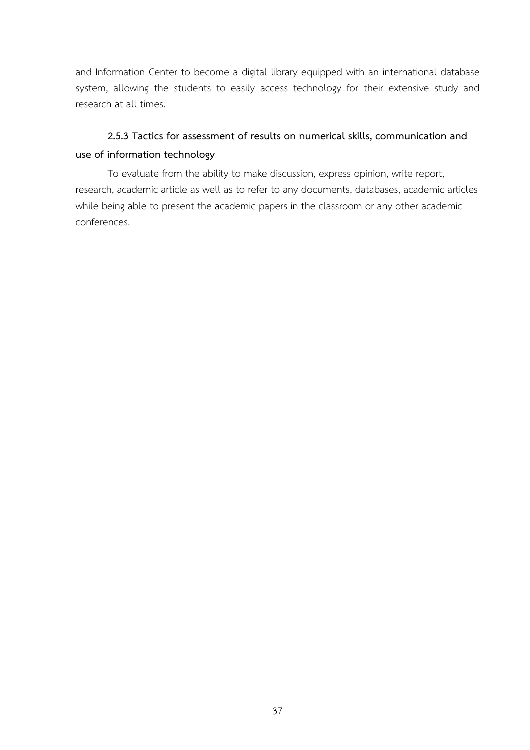and Information Center to become a digital library equipped with an international database system, allowing the students to easily access technology for their extensive study and research at all times.

#### 2.5.3 Tactics for assessment of results on numerical skills, communication and use of information technology

To evaluate from the ability to make discussion, express opinion, write report, research, academic article as well as to refer to any documents, databases, academic articles while being able to present the academic papers in the classroom or any other academic conferences.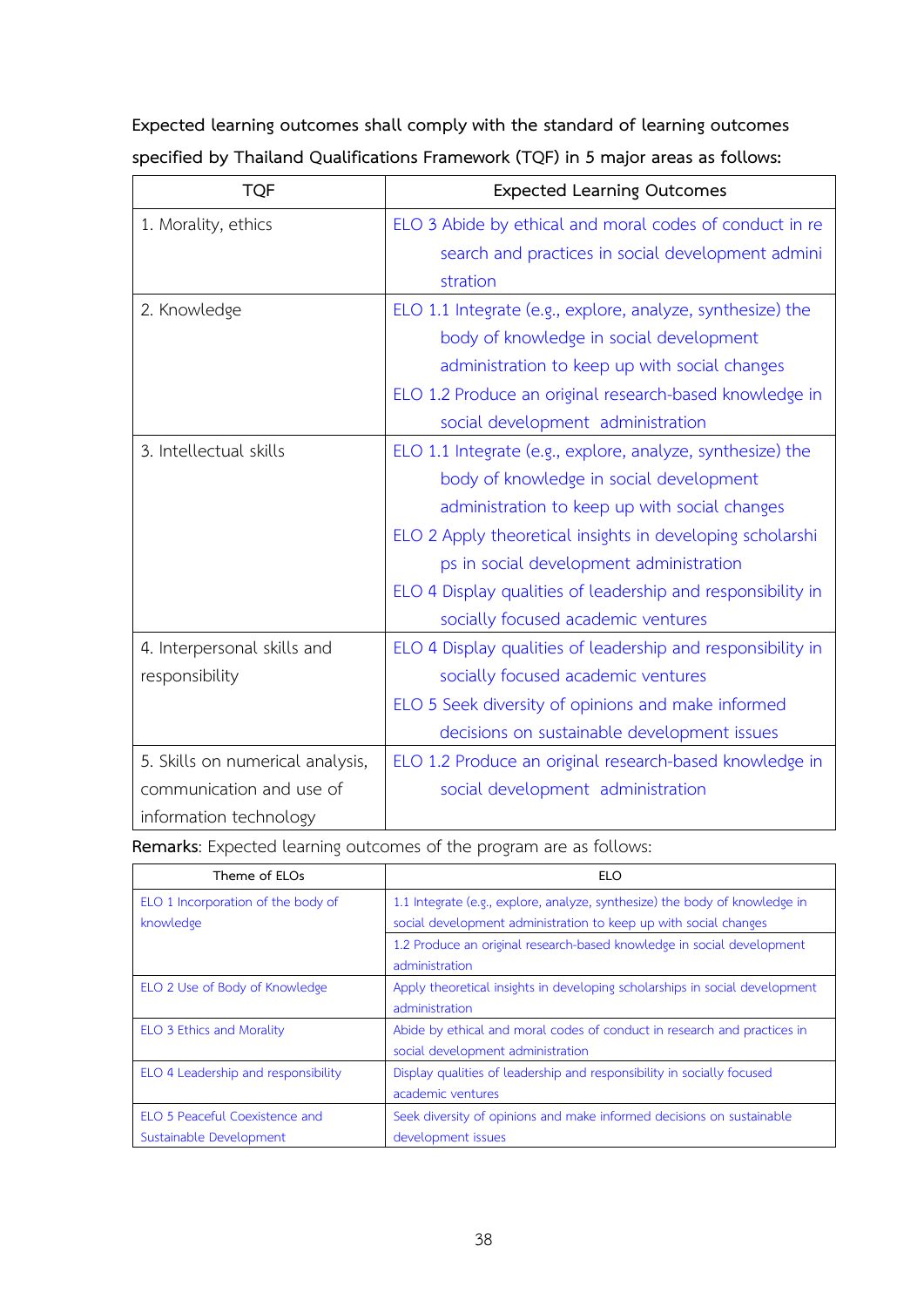Expected learning outcomes shall comply with the standard of learning outcomes specified by Thailand Qualifications Framework (TQF) in 5 major areas as follows:

| TQF | Expected Learning Outcomes |
|---|---|
| 1. Morality, ethics | ELO 3 Abide by ethical and moral codes of conduct in research and practices in social development administration |
| 2. Knowledge | ELO 1.1 Integrate (e.g., explore, analyze, synthesize) the body of knowledge in social development administration to keep up with social changes<br>ELO 1.2 Produce an original research-based knowledge in social development administration |
| 3. Intellectual skills | ELO 1.1 Integrate (e.g., explore, analyze, synthesize) the body of knowledge in social development administration to keep up with social changes<br>ELO 2 Apply theoretical insights in developing scholarships in social development administration<br>ELO 4 Display qualities of leadership and responsibility in socially focused academic ventures |
| 4. Interpersonal skills and responsibility | ELO 4 Display qualities of leadership and responsibility in socially focused academic ventures<br>ELO 5 Seek diversity of opinions and make informed decisions on sustainable development issues |
| 5. Skills on numerical analysis, communication and use of information technology | ELO 1.2 Produce an original research-based knowledge in social development administration |

**Remarks**: Expected learning outcomes of the program are as follows:

| Theme of ELOs | ELO |
|---|---|
| ELO 1 Incorporation of the body of knowledge | 1.1 Integrate (e.g., explore, analyze, synthesize) the body of knowledge in social development administration to keep up with social changes |
| | 1.2 Produce an original research-based knowledge in social development administration |
| ELO 2 Use of Body of Knowledge | Apply theoretical insights in developing scholarships in social development administration |
| ELO 3 Ethics and Morality | Abide by ethical and moral codes of conduct in research and practices in social development administration |
| ELO 4 Leadership and responsibility | Display qualities of leadership and responsibility in socially focused academic ventures |
| ELO 5 Peaceful Coexistence and Sustainable Development | Seek diversity of opinions and make informed decisions on sustainable development issues |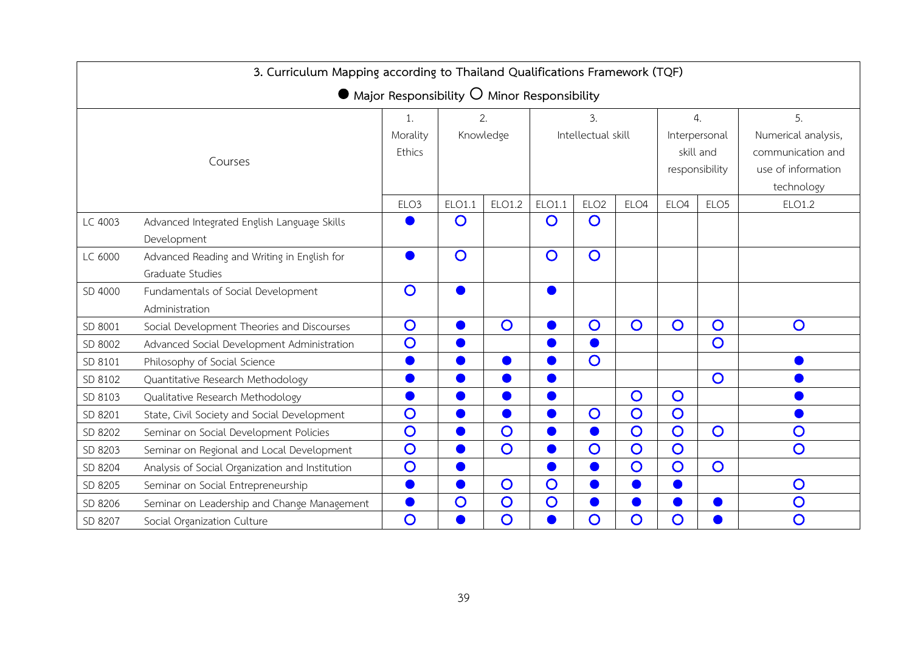## 3. Curriculum Mapping according to Thailand Qualifications Framework (TQF)

● Major Responsibility ○ Minor Responsibility

| Courses | | 1. Morality Ethics | 2. Knowledge | | 3. Intellectual skill | | | 4. Interpersonal skill and responsibility | | 5. Numerical analysis, communication and use of information technology |
|---|---|---|---|---|---|---|---|---|---|---|
| | | ELO3 | ELO1.1 | ELO1.2 | ELO1.1 | ELO2 | ELO4 | ELO4 | ELO5 | ELO1.2 |
| LC 4003 | Advanced Integrated English Language Skills Development | ● | ○ | | ○ | ○ | | | | |
| LC 6000 | Advanced Reading and Writing in English for Graduate Studies | ● | ○ | | ○ | ○ | | | | |
| SD 4000 | Fundamentals of Social Development Administration | ○ | ● | | ● | | | | | |
| SD 8001 | Social Development Theories and Discourses | ○ | ● | ○ | ● | ○ | ○ | ○ | ○ | ○ |
| SD 8002 | Advanced Social Development Administration | ○ | ● | | ● | ● | | | ○ | |
| SD 8101 | Philosophy of Social Science | ● | ● | ● | ● | ○ | | | | ● |
| SD 8102 | Quantitative Research Methodology | ● | ● | ● | ● | | | | ○ | ● |
| SD 8103 | Qualitative Research Methodology | ● | ● | ● | ● | | ○ | ○ | | ● |
| SD 8201 | State, Civil Society and Social Development | ○ | ● | ● | ● | ○ | ○ | ○ | | ● |
| SD 8202 | Seminar on Social Development Policies | ○ | ● | ○ | ● | ● | ○ | ○ | ○ | ○ |
| SD 8203 | Seminar on Regional and Local Development | ○ | ● | ○ | ● | ○ | ○ | ○ | | ○ |
| SD 8204 | Analysis of Social Organization and Institution | ○ | ● | | ● | ● | ○ | ○ | ○ | |
| SD 8205 | Seminar on Social Entrepreneurship | ● | ● | ○ | ○ | ● | ● | ● | | ○ |
| SD 8206 | Seminar on Leadership and Change Management | ● | ○ | ○ | ○ | ● | ● | ● | ● | ○ |
| SD 8207 | Social Organization Culture | ○ | ● | ○ | ● | ○ | ○ | ○ | ● | ○ |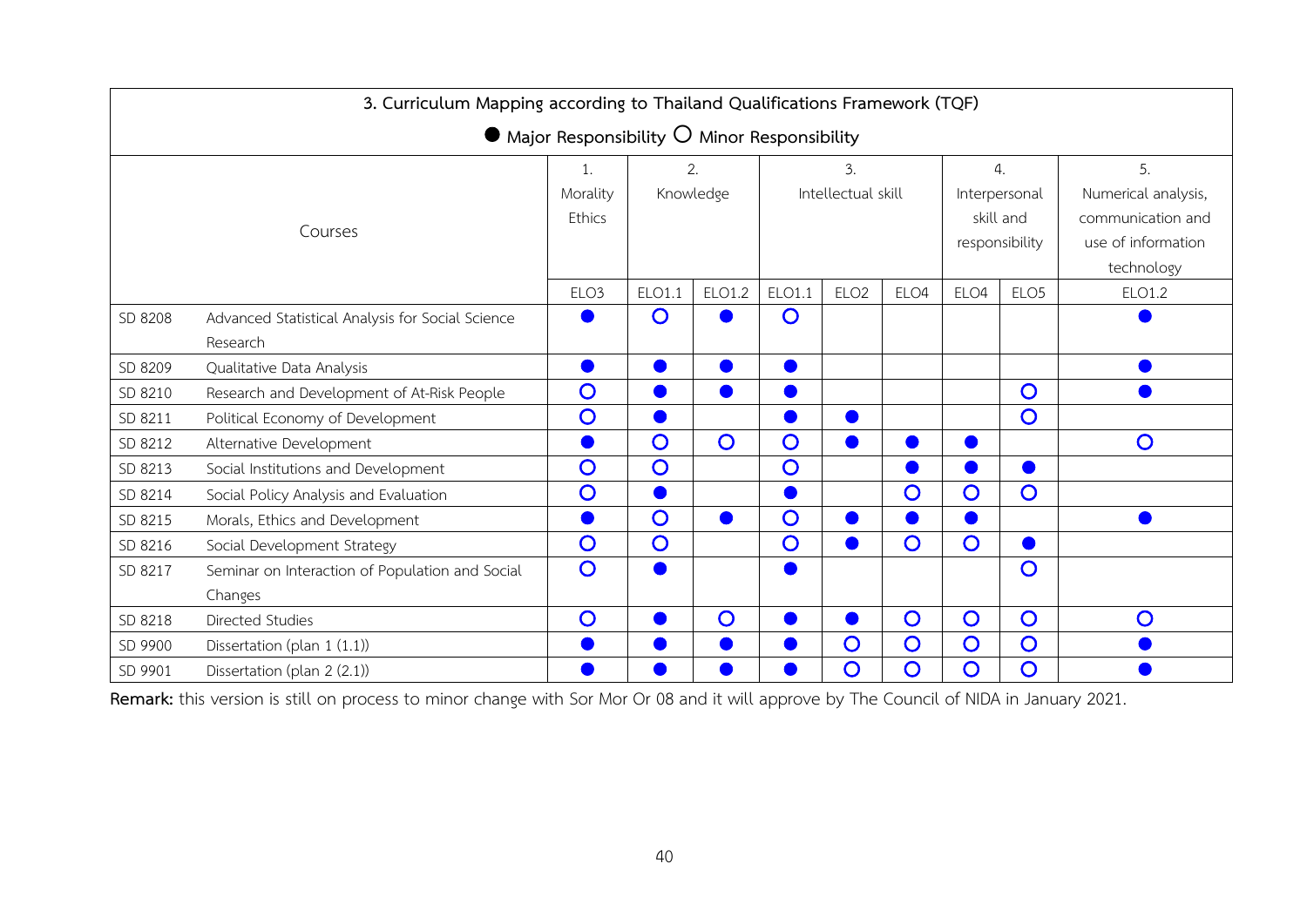| 3. Curriculum Mapping according to Thailand Qualifications Framework (TQF) | | | | | | | | | | | |
|---|---|---|---|---|---|---|---|---|---|---|---|
| ● Major Responsibility ○ Minor Responsibility | | | | | | | | | | | |
| Courses | | 1. Morality Ethics | 2. Knowledge | | 3. Intellectual skill | | | 4. Interpersonal skill and responsibility | | 5. Numerical analysis, communication and use of information technology |
| | | ELO3 | ELO1.1 | ELO1.2 | ELO1.1 | ELO2 | ELO4 | ELO4 | ELO5 | ELO1.2 |
| SD 8208 | Advanced Statistical Analysis for Social Science Research | ● | ○ | ● | ○ | | | | | ● |
| SD 8209 | Qualitative Data Analysis | ● | ● | ● | ● | | | | | ● |
| SD 8210 | Research and Development of At-Risk People | ○ | ● | ● | ● | | | | ○ | ● |
| SD 8211 | Political Economy of Development | ○ | ● | | ● | ● | | | ○ | |
| SD 8212 | Alternative Development | ● | ○ | ○ | ○ | ● | ● | ● | | ○ |
| SD 8213 | Social Institutions and Development | ○ | ○ | | ○ | | ● | ● | ● | |
| SD 8214 | Social Policy Analysis and Evaluation | ○ | ● | | ● | | ○ | ○ | ○ | |
| SD 8215 | Morals, Ethics and Development | ● | ○ | ● | ○ | ● | ● | ● | | ● |
| SD 8216 | Social Development Strategy | ○ | ○ | | ○ | ● | ○ | ○ | ● | |
| SD 8217 | Seminar on Interaction of Population and Social Changes | ○ | ● | | ● | | | | ○ | |
| SD 8218 | Directed Studies | ○ | ● | ○ | ● | ● | ○ | ○ | ○ | ○ |
| SD 9900 | Dissertation (plan 1 (1.1)) | ● | ● | ● | ● | ○ | ○ | ○ | ○ | ● |
| SD 9901 | Dissertation (plan 2 (2.1)) | ● | ● | ● | ● | ○ | ○ | ○ | ○ | ● |

**Remark:** this version is still on process to minor change with Sor Mor Or 08 and it will approve by The Council of NIDA in January 2021.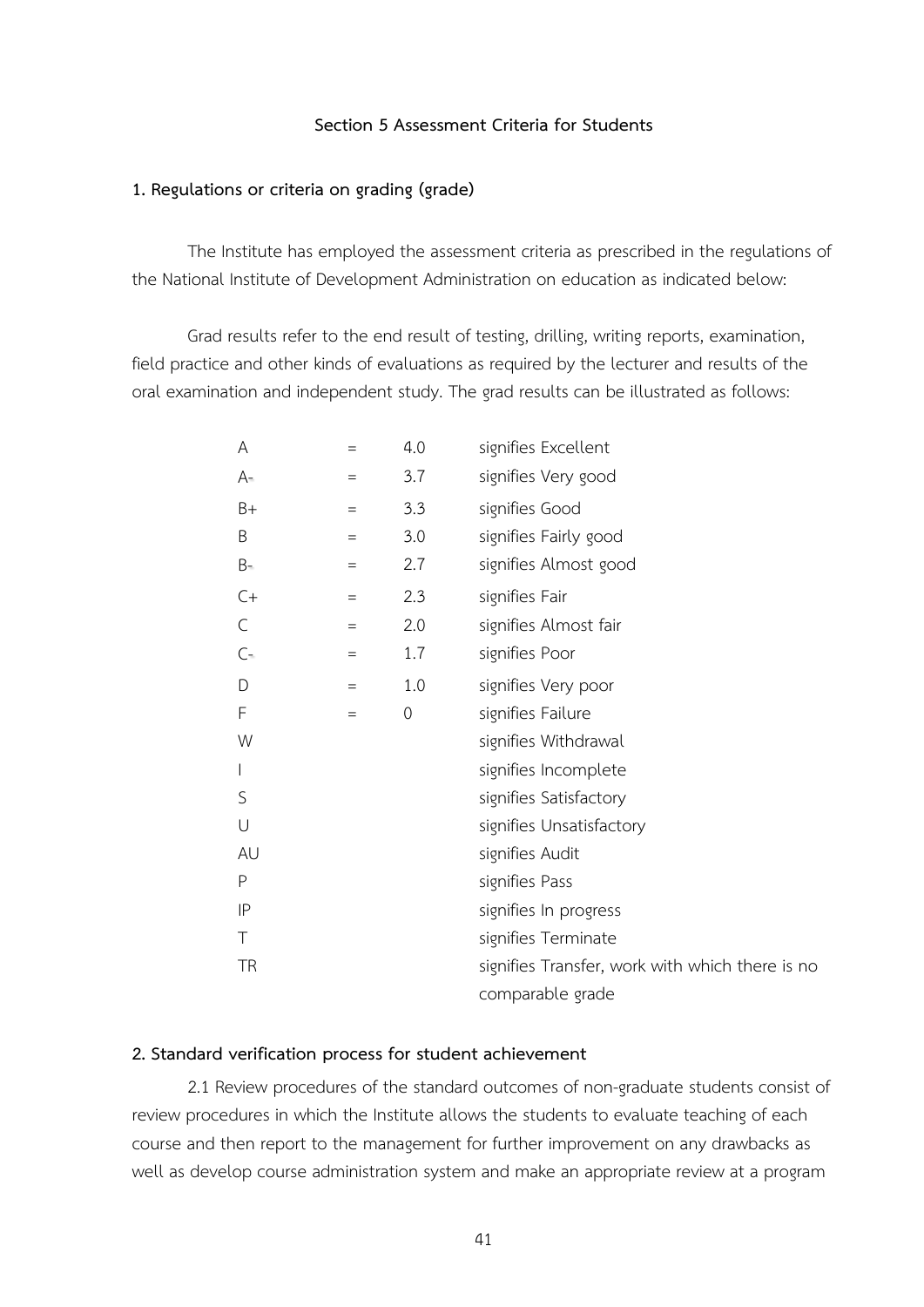### Section 5 Assessment Criteria for Students

#### 1. Regulations or criteria on grading (grade)

The Institute has employed the assessment criteria as prescribed in the regulations of the National Institute of Development Administration on education as indicated below:

Grad results refer to the end result of testing, drilling, writing reports, examination, field practice and other kinds of evaluations as required by the lecturer and results of the oral examination and independent study. The grad results can be illustrated as follows:

| | | | |
|---|---|---|---|
| A | = | 4.0 | signifies Excellent |
| A- | = | 3.7 | signifies Very good |
| B+ | = | 3.3 | signifies Good |
| B | = | 3.0 | signifies Fairly good |
| B- | = | 2.7 | signifies Almost good |
| C+ | = | 2.3 | signifies Fair |
| C | = | 2.0 | signifies Almost fair |
| C- | = | 1.7 | signifies Poor |
| D | = | 1.0 | signifies Very poor |
| F | = | 0 | signifies Failure |
| W | | | signifies Withdrawal |
| I | | | signifies Incomplete |
| S | | | signifies Satisfactory |
| U | | | signifies Unsatisfactory |
| AU | | | signifies Audit |
| P | | | signifies Pass |
| IP | | | signifies In progress |
| T | | | signifies Terminate |
| TR | | | signifies Transfer, work with which there is no comparable grade |

#### 2. Standard verification process for student achievement

2.1 Review procedures of the standard outcomes of non-graduate students consist of review procedures in which the Institute allows the students to evaluate teaching of each course and then report to the management for further improvement on any drawbacks as well as develop course administration system and make an appropriate review at a program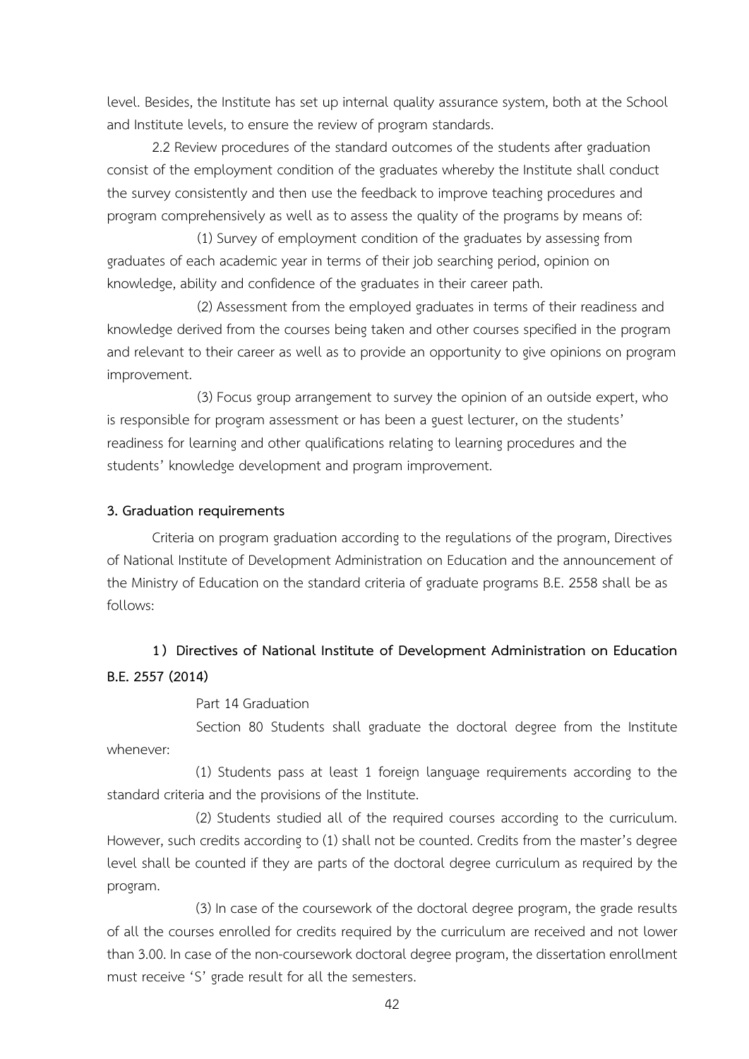level. Besides, the Institute has set up internal quality assurance system, both at the School and Institute levels, to ensure the review of program standards.

2.2 Review procedures of the standard outcomes of the students after graduation consist of the employment condition of the graduates whereby the Institute shall conduct the survey consistently and then use the feedback to improve teaching procedures and program comprehensively as well as to assess the quality of the programs by means of:

(1) Survey of employment condition of the graduates by assessing from graduates of each academic year in terms of their job searching period, opinion on knowledge, ability and confidence of the graduates in their career path.

(2) Assessment from the employed graduates in terms of their readiness and knowledge derived from the courses being taken and other courses specified in the program and relevant to their career as well as to provide an opportunity to give opinions on program improvement.

(3) Focus group arrangement to survey the opinion of an outside expert, who is responsible for program assessment or has been a guest lecturer, on the students' readiness for learning and other qualifications relating to learning procedures and the students' knowledge development and program improvement.

**3. Graduation requirements**

Criteria on program graduation according to the regulations of the program, Directives of National Institute of Development Administration on Education and the announcement of the Ministry of Education on the standard criteria of graduate programs B.E. 2558 shall be as follows:

**1) Directives of National Institute of Development Administration on Education B.E. 2557 (2014)**

Part 14 Graduation

Section 80 Students shall graduate the doctoral degree from the Institute whenever:

(1) Students pass at least 1 foreign language requirements according to the standard criteria and the provisions of the Institute.

(2) Students studied all of the required courses according to the curriculum. However, such credits according to (1) shall not be counted. Credits from the master's degree level shall be counted if they are parts of the doctoral degree curriculum as required by the program.

(3) In case of the coursework of the doctoral degree program, the grade results of all the courses enrolled for credits required by the curriculum are received and not lower than 3.00. In case of the non-coursework doctoral degree program, the dissertation enrollment must receive 'S' grade result for all the semesters.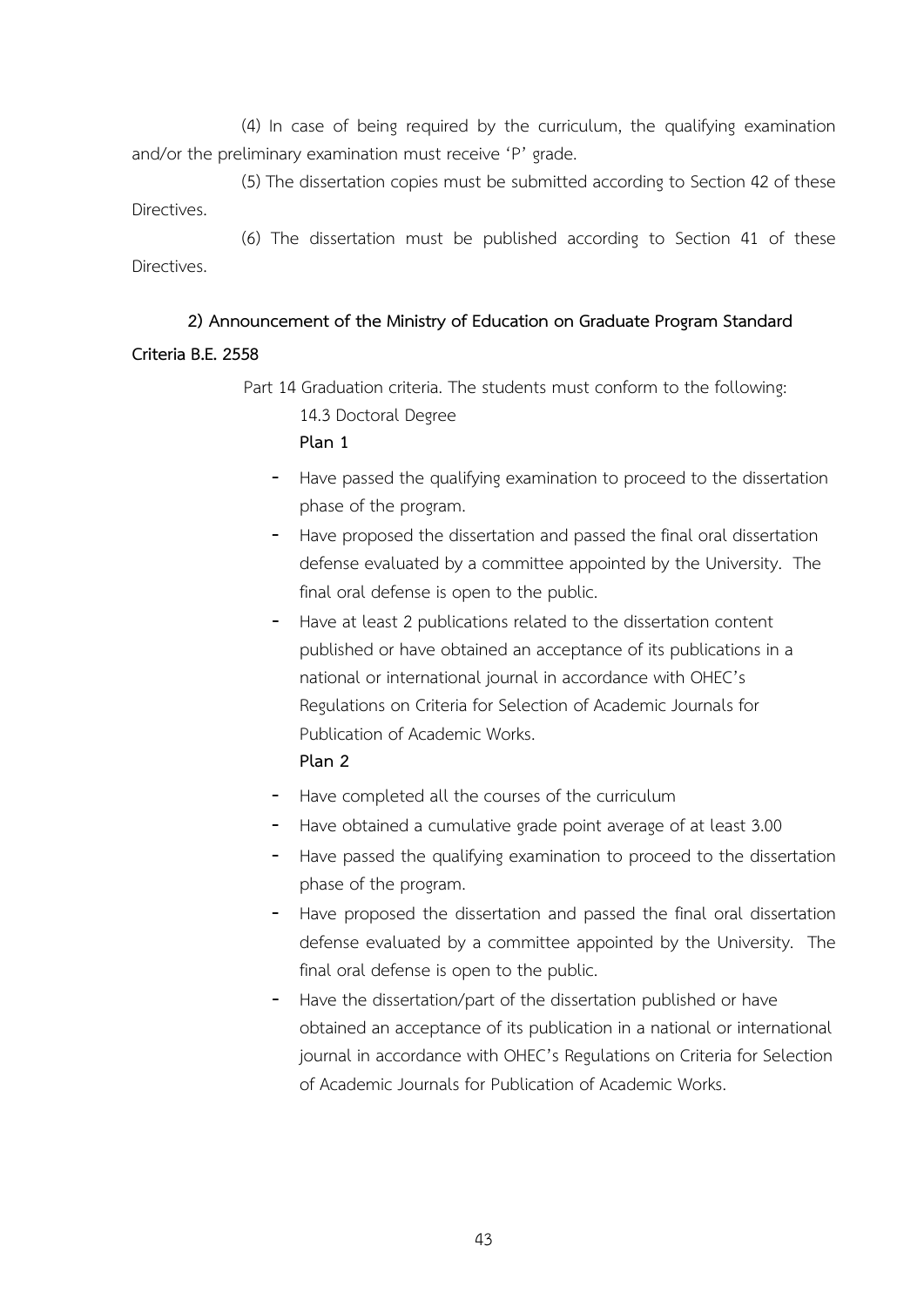(4) In case of being required by the curriculum, the qualifying examination and/or the preliminary examination must receive ‘P’ grade.

(5) The dissertation copies must be submitted according to Section 42 of these Directives.

(6) The dissertation must be published according to Section 41 of these Directives.

**2) Announcement of the Ministry of Education on Graduate Program Standard Criteria B.E. 2558**

Part 14 Graduation criteria. The students must conform to the following:

14.3 Doctoral Degree

**Plan 1**

- Have passed the qualifying examination to proceed to the dissertation phase of the program.
- Have proposed the dissertation and passed the final oral dissertation defense evaluated by a committee appointed by the University. The final oral defense is open to the public.
- Have at least 2 publications related to the dissertation content published or have obtained an acceptance of its publications in a national or international journal in accordance with OHEC’s Regulations on Criteria for Selection of Academic Journals for Publication of Academic Works.

**Plan 2**

- Have completed all the courses of the curriculum
- Have obtained a cumulative grade point average of at least 3.00
- Have passed the qualifying examination to proceed to the dissertation phase of the program.
- Have proposed the dissertation and passed the final oral dissertation defense evaluated by a committee appointed by the University. The final oral defense is open to the public.
- Have the dissertation/part of the dissertation published or have obtained an acceptance of its publication in a national or international journal in accordance with OHEC’s Regulations on Criteria for Selection of Academic Journals for Publication of Academic Works.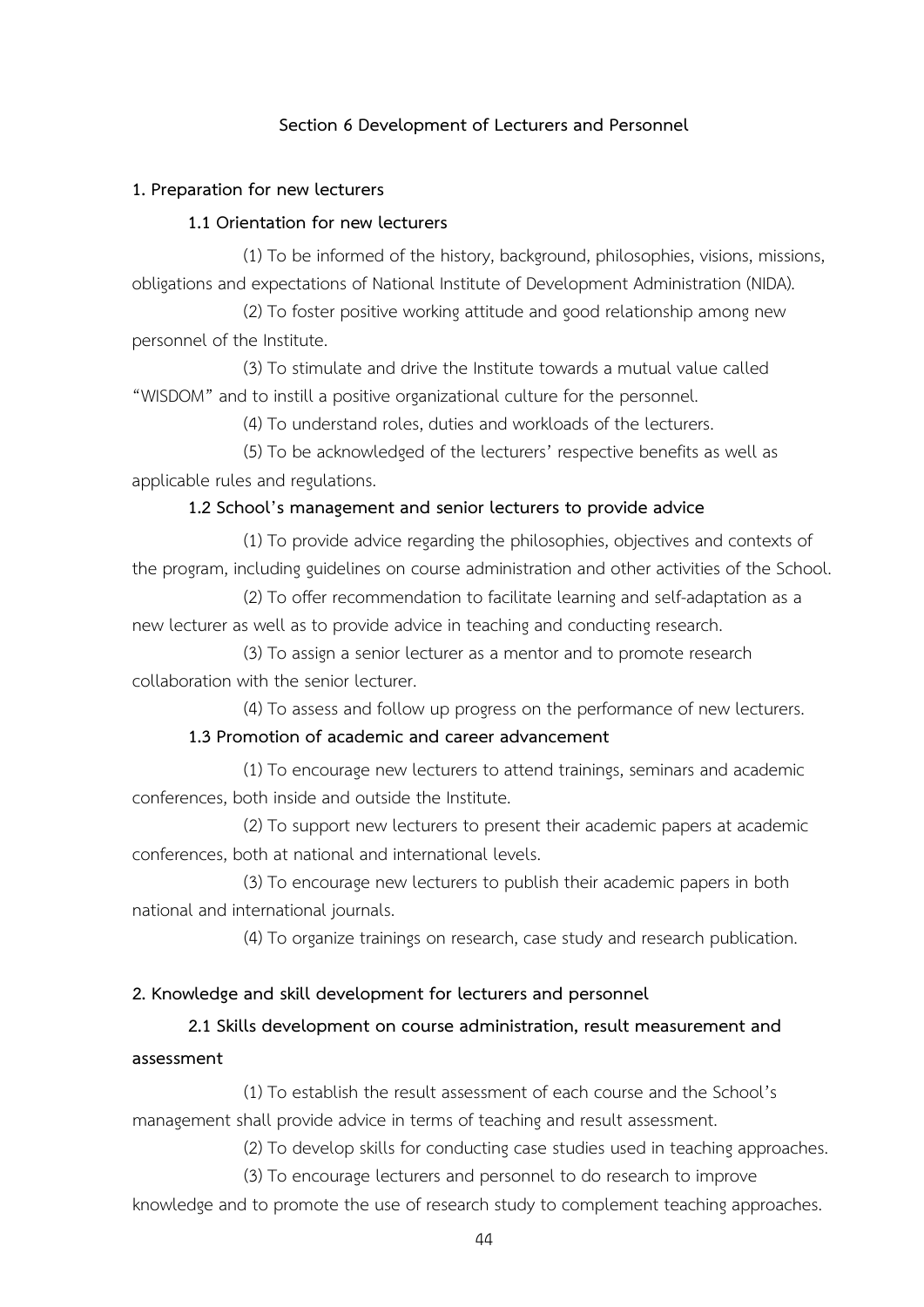## Section 6 Development of Lecturers and Personnel

### 1. Preparation for new lecturers

#### 1.1 Orientation for new lecturers

(1) To be informed of the history, background, philosophies, visions, missions, obligations and expectations of National Institute of Development Administration (NIDA).

(2) To foster positive working attitude and good relationship among new personnel of the Institute.

(3) To stimulate and drive the Institute towards a mutual value called "WISDOM" and to instill a positive organizational culture for the personnel.

(4) To understand roles, duties and workloads of the lecturers.

(5) To be acknowledged of the lecturers' respective benefits as well as applicable rules and regulations.

#### 1.2 School's management and senior lecturers to provide advice

(1) To provide advice regarding the philosophies, objectives and contexts of the program, including guidelines on course administration and other activities of the School.

(2) To offer recommendation to facilitate learning and self-adaptation as a new lecturer as well as to provide advice in teaching and conducting research.

(3) To assign a senior lecturer as a mentor and to promote research collaboration with the senior lecturer.

(4) To assess and follow up progress on the performance of new lecturers.

#### 1.3 Promotion of academic and career advancement

(1) To encourage new lecturers to attend trainings, seminars and academic conferences, both inside and outside the Institute.

(2) To support new lecturers to present their academic papers at academic conferences, both at national and international levels.

(3) To encourage new lecturers to publish their academic papers in both national and international journals.

(4) To organize trainings on research, case study and research publication.

### 2. Knowledge and skill development for lecturers and personnel

#### 2.1 Skills development on course administration, result measurement and assessment

(1) To establish the result assessment of each course and the School's management shall provide advice in terms of teaching and result assessment.

(2) To develop skills for conducting case studies used in teaching approaches.

(3) To encourage lecturers and personnel to do research to improve knowledge and to promote the use of research study to complement teaching approaches.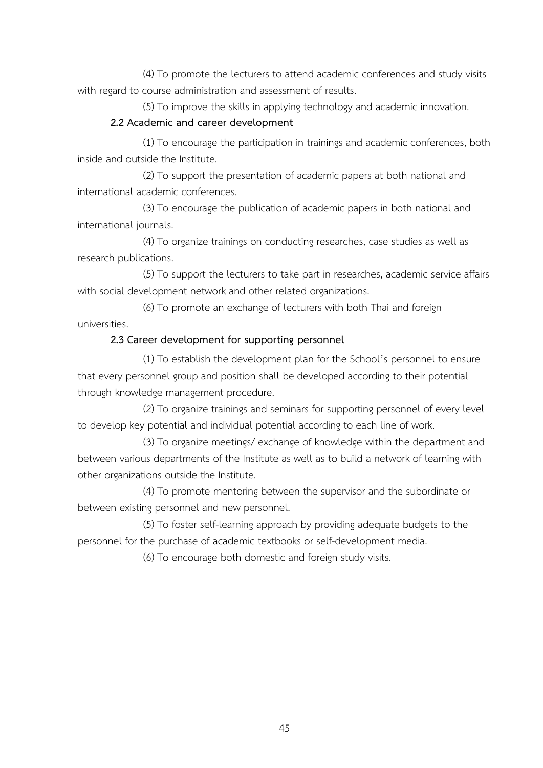(4) To promote the lecturers to attend academic conferences and study visits with regard to course administration and assessment of results.

(5) To improve the skills in applying technology and academic innovation.

**2.2 Academic and career development**

(1) To encourage the participation in trainings and academic conferences, both inside and outside the Institute.

(2) To support the presentation of academic papers at both national and international academic conferences.

(3) To encourage the publication of academic papers in both national and international journals.

(4) To organize trainings on conducting researches, case studies as well as research publications.

(5) To support the lecturers to take part in researches, academic service affairs with social development network and other related organizations.

(6) To promote an exchange of lecturers with both Thai and foreign universities.

**2.3 Career development for supporting personnel**

(1) To establish the development plan for the School's personnel to ensure that every personnel group and position shall be developed according to their potential through knowledge management procedure.

(2) To organize trainings and seminars for supporting personnel of every level to develop key potential and individual potential according to each line of work.

(3) To organize meetings/ exchange of knowledge within the department and between various departments of the Institute as well as to build a network of learning with other organizations outside the Institute.

(4) To promote mentoring between the supervisor and the subordinate or between existing personnel and new personnel.

(5) To foster self-learning approach by providing adequate budgets to the personnel for the purchase of academic textbooks or self-development media.

(6) To encourage both domestic and foreign study visits.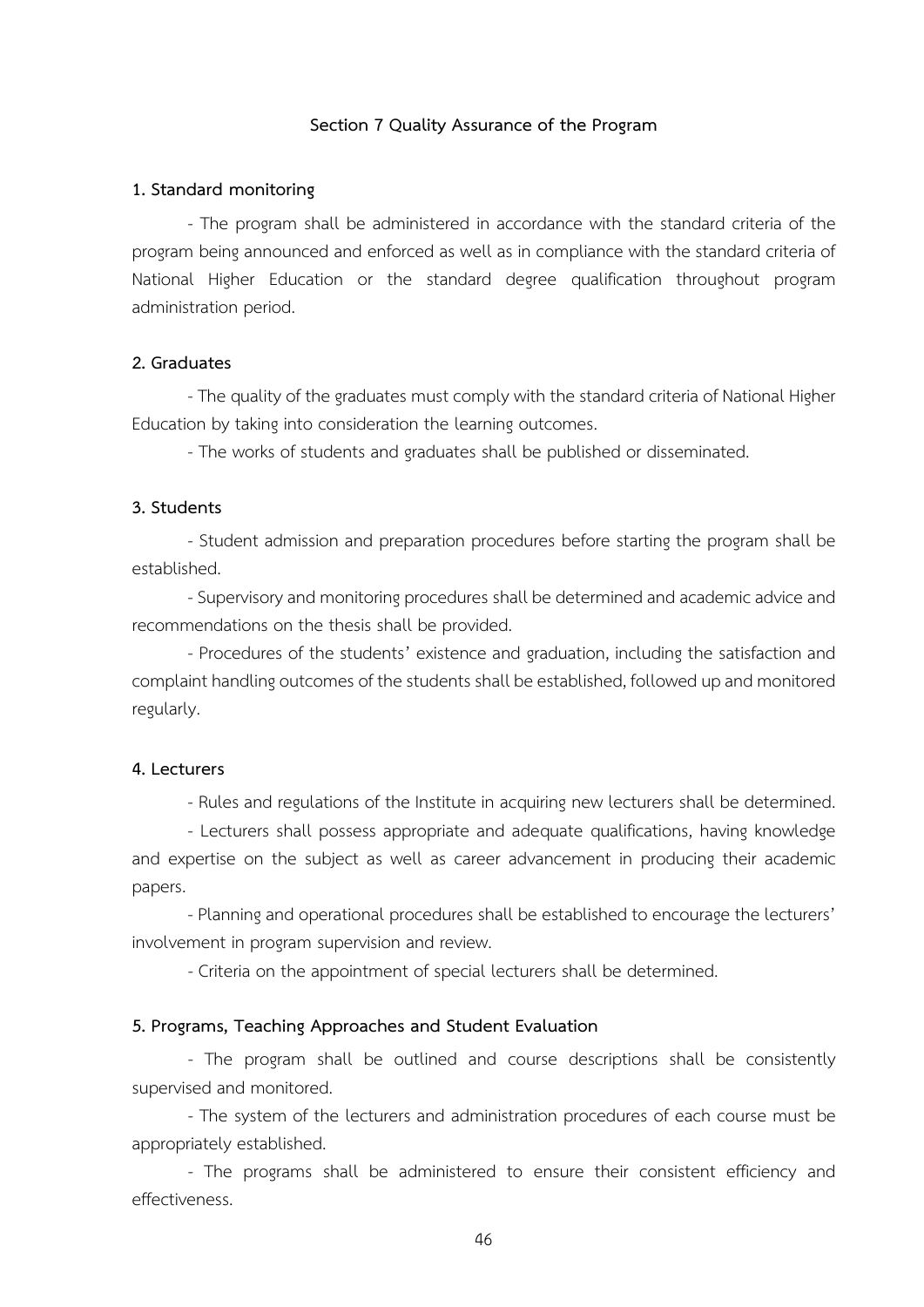## Section 7 Quality Assurance of the Program

### 1. Standard monitoring

- The program shall be administered in accordance with the standard criteria of the program being announced and enforced as well as in compliance with the standard criteria of National Higher Education or the standard degree qualification throughout program administration period.

### 2. Graduates

- The quality of the graduates must comply with the standard criteria of National Higher Education by taking into consideration the learning outcomes.
- The works of students and graduates shall be published or disseminated.

### 3. Students

- Student admission and preparation procedures before starting the program shall be established.
- Supervisory and monitoring procedures shall be determined and academic advice and recommendations on the thesis shall be provided.
- Procedures of the students' existence and graduation, including the satisfaction and complaint handling outcomes of the students shall be established, followed up and monitored regularly.

### 4. Lecturers

- Rules and regulations of the Institute in acquiring new lecturers shall be determined.
- Lecturers shall possess appropriate and adequate qualifications, having knowledge and expertise on the subject as well as career advancement in producing their academic papers.
- Planning and operational procedures shall be established to encourage the lecturers' involvement in program supervision and review.
- Criteria on the appointment of special lecturers shall be determined.

### 5. Programs, Teaching Approaches and Student Evaluation

- The program shall be outlined and course descriptions shall be consistently supervised and monitored.
- The system of the lecturers and administration procedures of each course must be appropriately established.
- The programs shall be administered to ensure their consistent efficiency and effectiveness.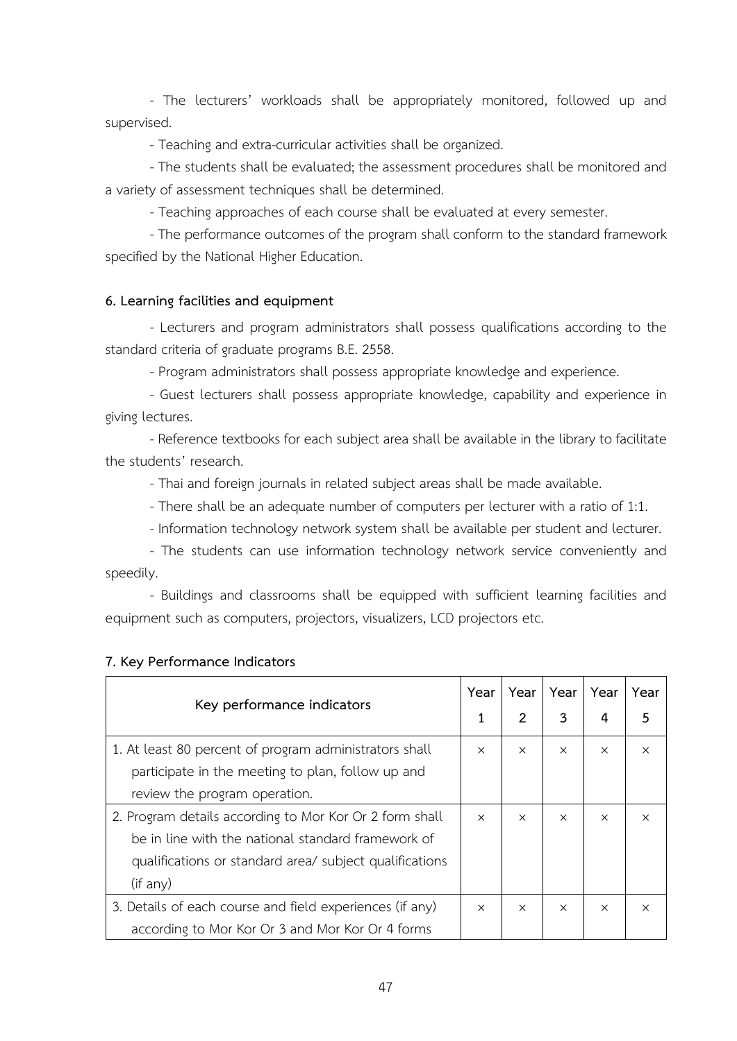- The lecturers' workloads shall be appropriately monitored, followed up and supervised.

- Teaching and extra-curricular activities shall be organized.

- The students shall be evaluated; the assessment procedures shall be monitored and a variety of assessment techniques shall be determined.

- Teaching approaches of each course shall be evaluated at every semester.

- The performance outcomes of the program shall conform to the standard framework specified by the National Higher Education.

**6. Learning facilities and equipment**

- Lecturers and program administrators shall possess qualifications according to the standard criteria of graduate programs B.E. 2558.

- Program administrators shall possess appropriate knowledge and experience.

- Guest lecturers shall possess appropriate knowledge, capability and experience in giving lectures.

- Reference textbooks for each subject area shall be available in the library to facilitate the students' research.

- Thai and foreign journals in related subject areas shall be made available.

- There shall be an adequate number of computers per lecturer with a ratio of 1:1.

- Information technology network system shall be available per student and lecturer.

- The students can use information technology network service conveniently and speedily.

- Buildings and classrooms shall be equipped with sufficient learning facilities and equipment such as computers, projectors, visualizers, LCD projectors etc.

**7. Key Performance Indicators**

| Key performance indicators | Year 1 | Year 2 | Year 3 | Year 4 | Year 5 |
|---|---|---|---|---|---|
| 1. At least 80 percent of program administrators shall participate in the meeting to plan, follow up and review the program operation. | × | × | × | × | × |
| 2. Program details according to Mor Kor Or 2 form shall be in line with the national standard framework of qualifications or standard area/ subject qualifications (if any) | × | × | × | × | × |
| 3. Details of each course and field experiences (if any) according to Mor Kor Or 3 and Mor Kor Or 4 forms | × | × | × | × | × |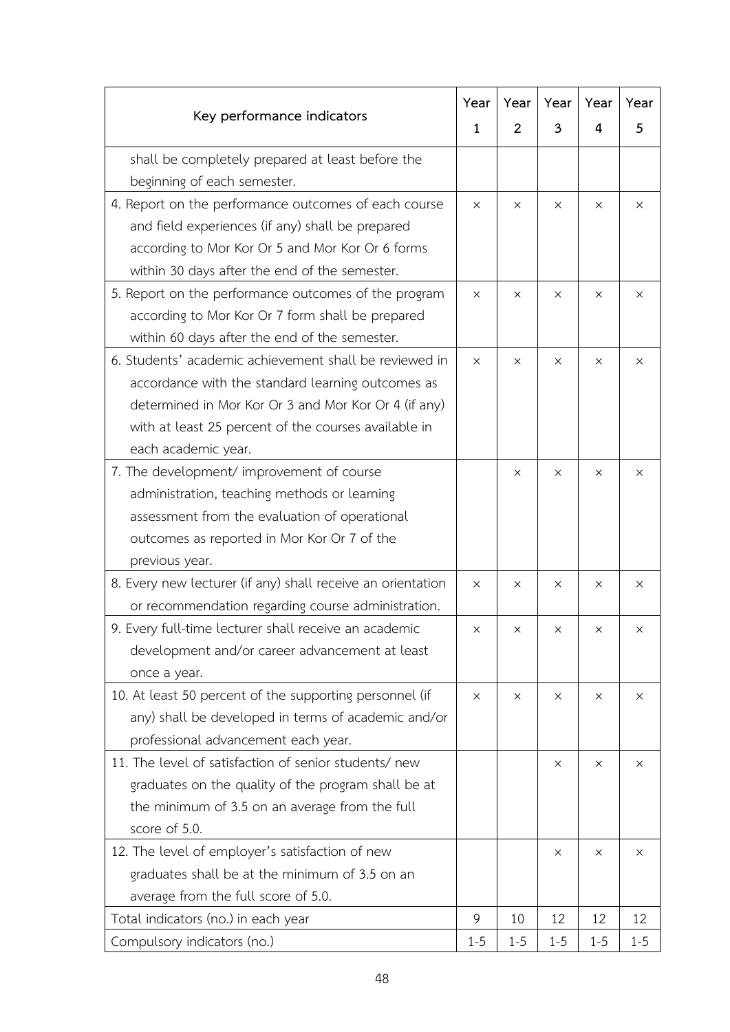| Key performance indicators | Year 1 | Year 2 | Year 3 | Year 4 | Year 5 |
|---|---|---|---|---|---|
| shall be completely prepared at least before the beginning of each semester. | | | | | |
| 4. Report on the performance outcomes of each course and field experiences (if any) shall be prepared according to Mor Kor Or 5 and Mor Kor Or 6 forms within 30 days after the end of the semester. | × | × | × | × | × |
| 5. Report on the performance outcomes of the program according to Mor Kor Or 7 form shall be prepared within 60 days after the end of the semester. | × | × | × | × | × |
| 6. Students' academic achievement shall be reviewed in accordance with the standard learning outcomes as determined in Mor Kor Or 3 and Mor Kor Or 4 (if any) with at least 25 percent of the courses available in each academic year. | × | × | × | × | × |
| 7. The development/ improvement of course administration, teaching methods or learning assessment from the evaluation of operational outcomes as reported in Mor Kor Or 7 of the previous year. | | × | × | × | × |
| 8. Every new lecturer (if any) shall receive an orientation or recommendation regarding course administration. | × | × | × | × | × |
| 9. Every full-time lecturer shall receive an academic development and/or career advancement at least once a year. | × | × | × | × | × |
| 10. At least 50 percent of the supporting personnel (if any) shall be developed in terms of academic and/or professional advancement each year. | × | × | × | × | × |
| 11. The level of satisfaction of senior students/ new graduates on the quality of the program shall be at the minimum of 3.5 on an average from the full score of 5.0. | | | × | × | × |
| 12. The level of employer's satisfaction of new graduates shall be at the minimum of 3.5 on an average from the full score of 5.0. | | | × | × | × |
| Total indicators (no.) in each year | 9 | 10 | 12 | 12 | 12 |
| Compulsory indicators (no.) | 1-5 | 1-5 | 1-5 | 1-5 | 1-5 |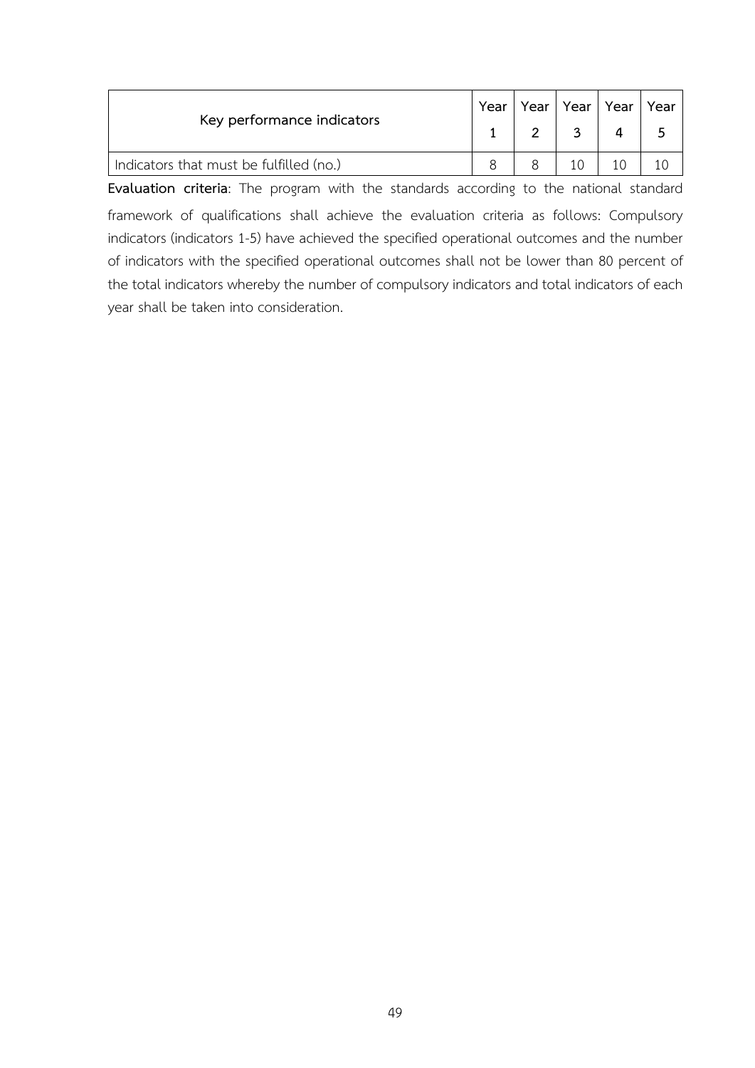| Key performance indicators | Year 1 | Year 2 | Year 3 | Year 4 | Year 5 |
|---|---|---|---|---|---|
| Indicators that must be fulfilled (no.) | 8 | 8 | 10 | 10 | 10 |

**Evaluation criteria**: The program with the standards according to the national standard framework of qualifications shall achieve the evaluation criteria as follows: Compulsory indicators (indicators 1-5) have achieved the specified operational outcomes and the number of indicators with the specified operational outcomes shall not be lower than 80 percent of the total indicators whereby the number of compulsory indicators and total indicators of each year shall be taken into consideration.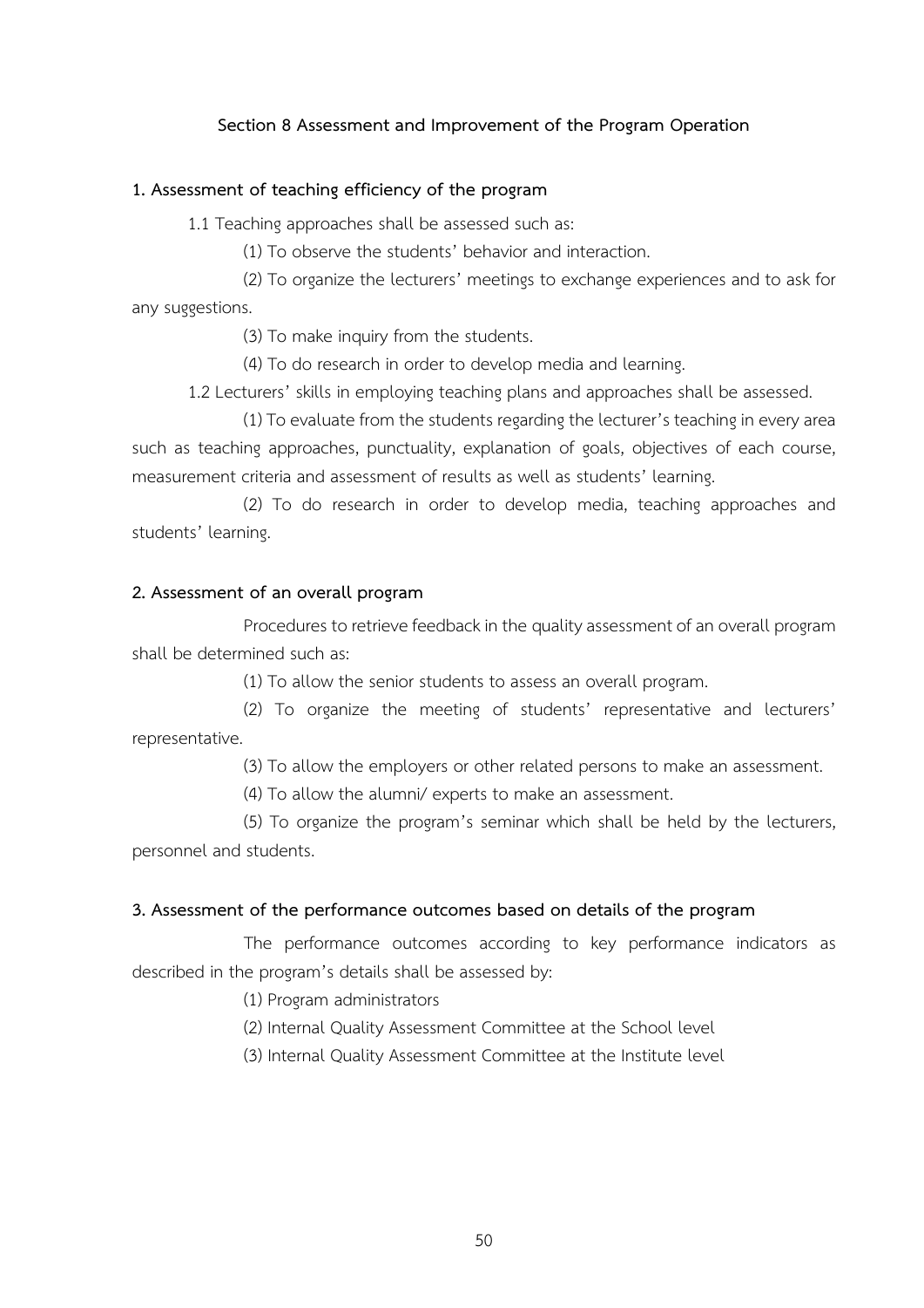## Section 8 Assessment and Improvement of the Program Operation

### 1. Assessment of teaching efficiency of the program

1.1 Teaching approaches shall be assessed such as:

(1) To observe the students' behavior and interaction.

(2) To organize the lecturers' meetings to exchange experiences and to ask for any suggestions.

(3) To make inquiry from the students.

(4) To do research in order to develop media and learning.

1.2 Lecturers' skills in employing teaching plans and approaches shall be assessed.

(1) To evaluate from the students regarding the lecturer's teaching in every area such as teaching approaches, punctuality, explanation of goals, objectives of each course, measurement criteria and assessment of results as well as students' learning.

(2) To do research in order to develop media, teaching approaches and students' learning.

### 2. Assessment of an overall program

Procedures to retrieve feedback in the quality assessment of an overall program shall be determined such as:

(1) To allow the senior students to assess an overall program.

(2) To organize the meeting of students' representative and lecturers' representative.

(3) To allow the employers or other related persons to make an assessment.

(4) To allow the alumni/ experts to make an assessment.

(5) To organize the program's seminar which shall be held by the lecturers, personnel and students.

### 3. Assessment of the performance outcomes based on details of the program

The performance outcomes according to key performance indicators as described in the program's details shall be assessed by:

(1) Program administrators

(2) Internal Quality Assessment Committee at the School level

(3) Internal Quality Assessment Committee at the Institute level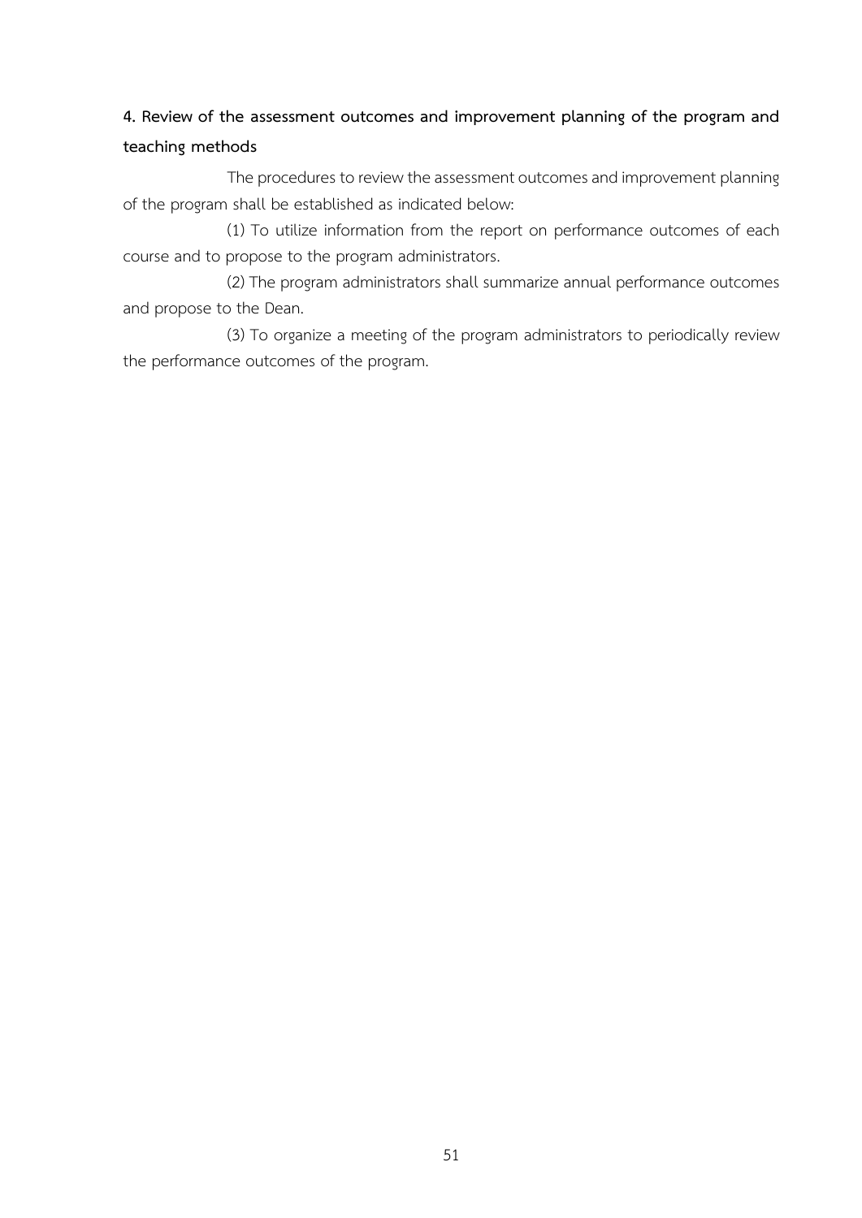**4. Review of the assessment outcomes and improvement planning of the program and teaching methods**

The procedures to review the assessment outcomes and improvement planning of the program shall be established as indicated below:

(1) To utilize information from the report on performance outcomes of each course and to propose to the program administrators.

(2) The program administrators shall summarize annual performance outcomes and propose to the Dean.

(3) To organize a meeting of the program administrators to periodically review the performance outcomes of the program.